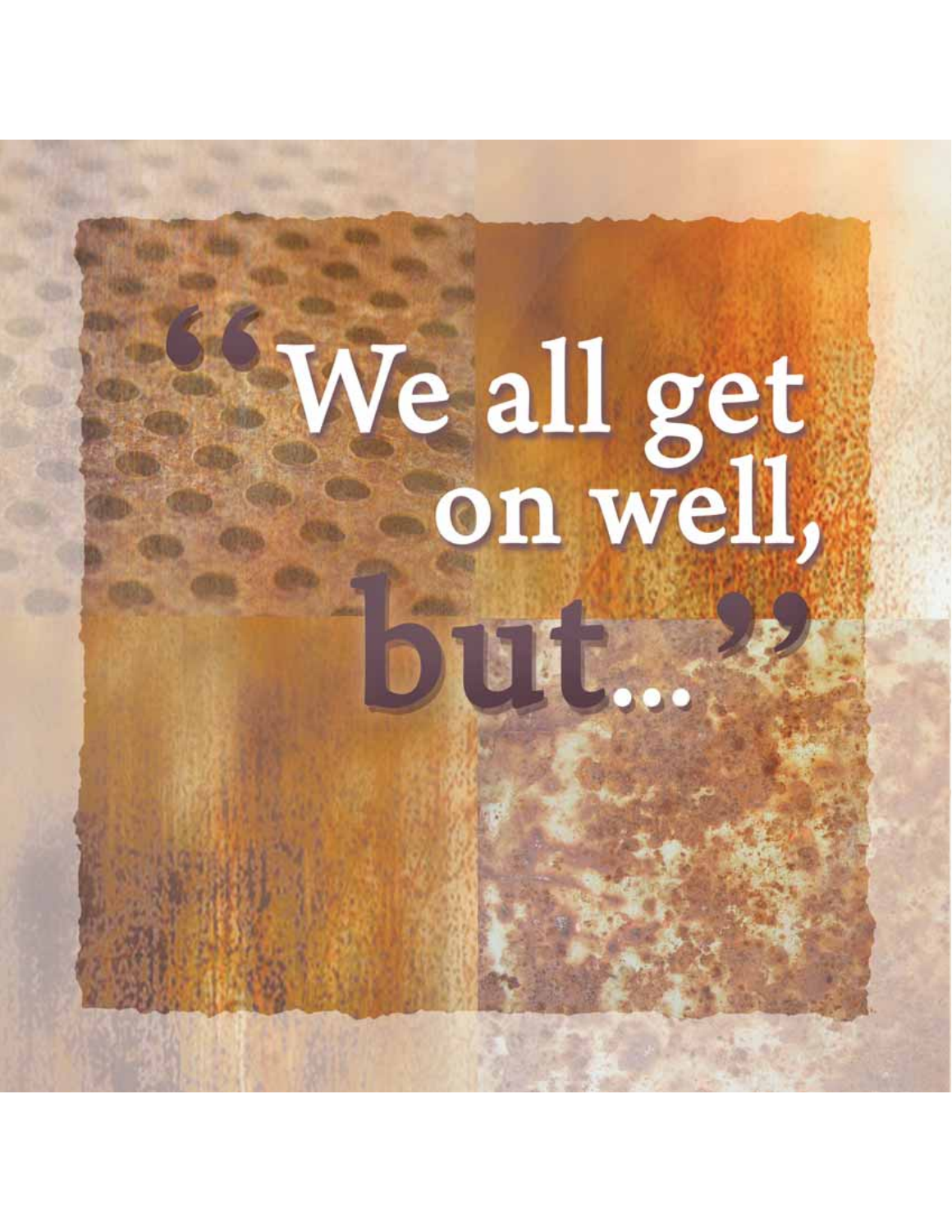# "We all get on well, but..."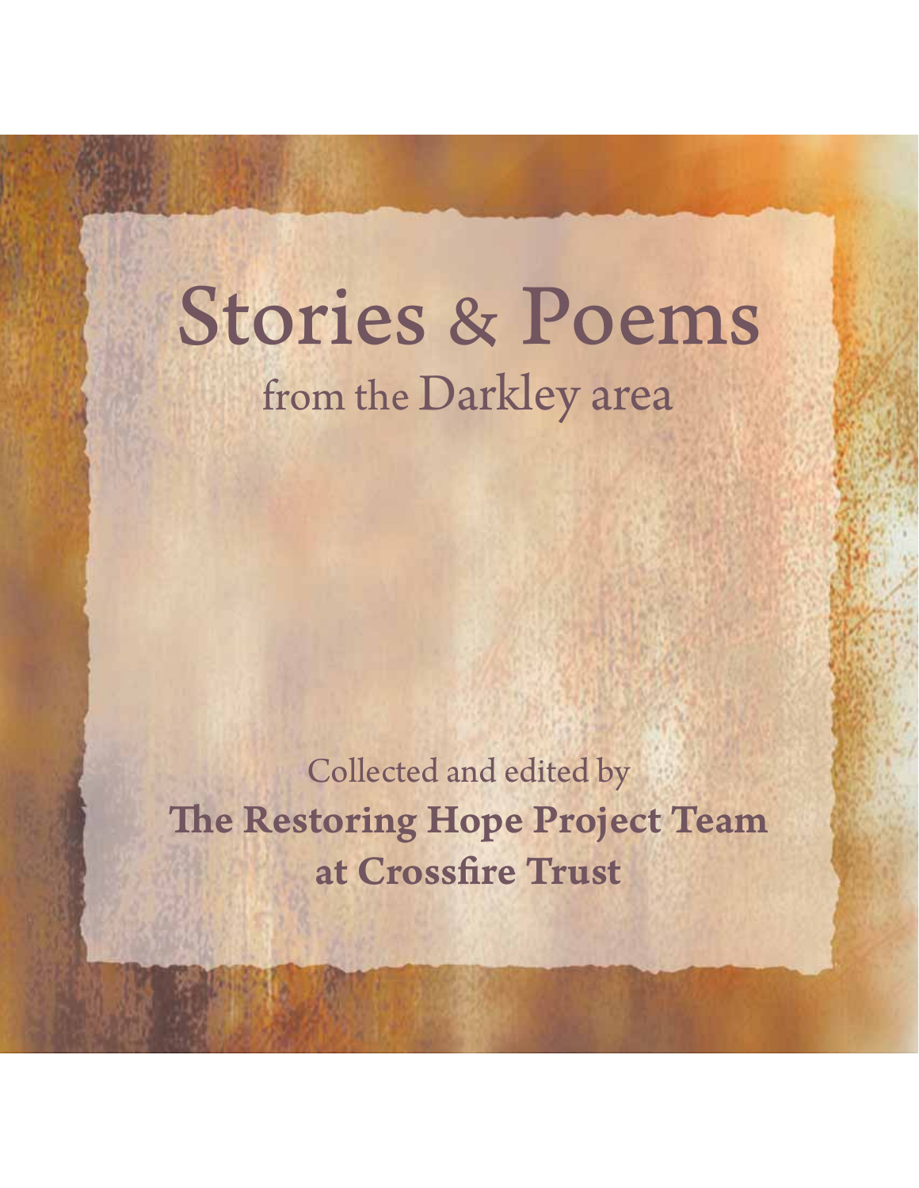# Stories & Poems

## from the Darkley area

Collected and edited by

**The Restoring Hope Project Team at Crossfire Trust**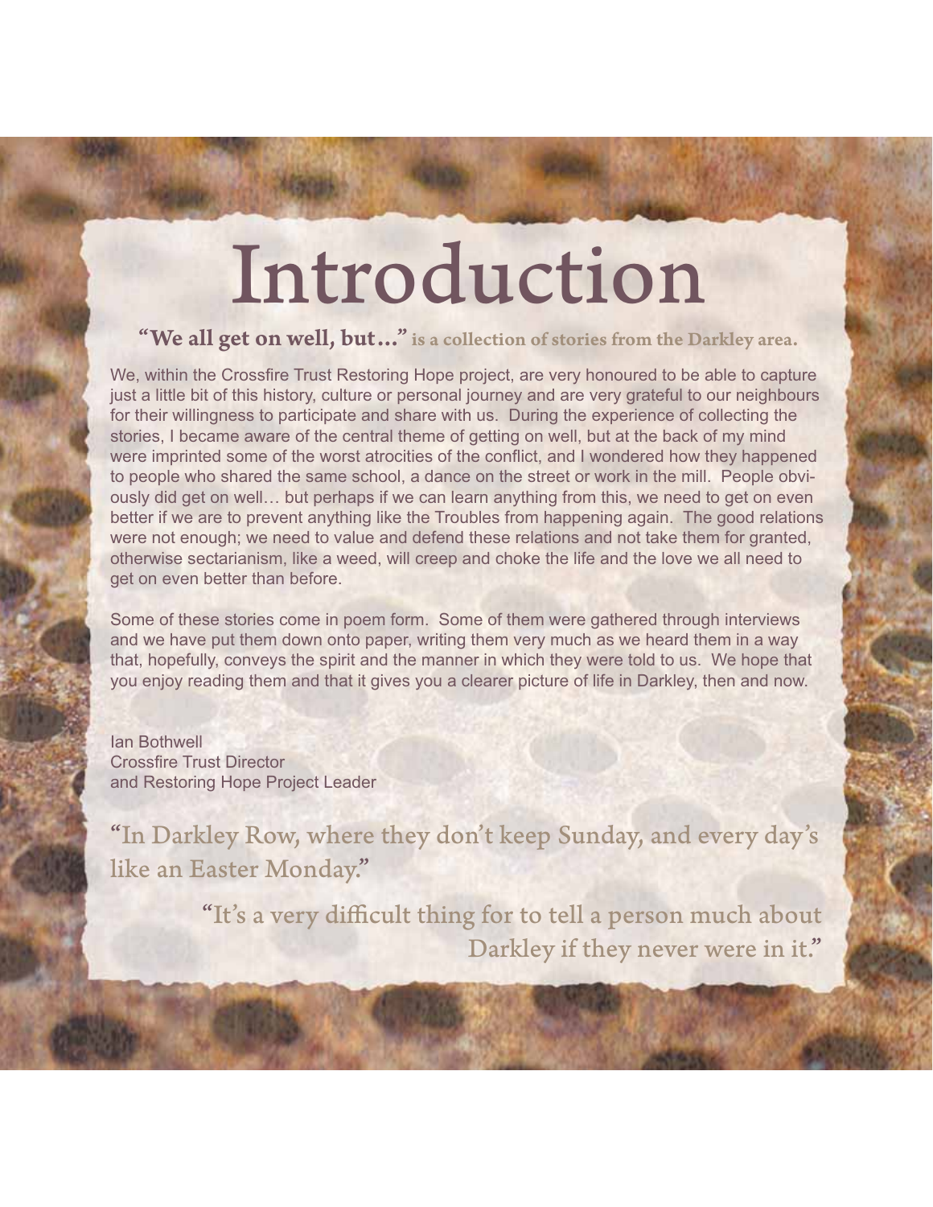# Introduction

**"We all get on well, but…"** is a collection of stories from the Darkley area.

We, within the Crossfire Trust Restoring Hope project, are very honoured to be able to capture just a little bit of this history, culture or personal journey and are very grateful to our neighbours for their willingness to participate and share with us. During the experience of collecting the stories, I became aware of the central theme of getting on well, but at the back of my mind were imprinted some of the worst atrocities of the conflict, and I wondered how they happened to people who shared the same school, a dance on the street or work in the mill. People obviously did get on well… but perhaps if we can learn anything from this, we need to get on even better if we are to prevent anything like the Troubles from happening again. The good relations were not enough; we need to value and defend these relations and not take them for granted, otherwise sectarianism, like a weed, will creep and choke the life and the love we all need to get on even better than before.

Some of these stories come in poem form. Some of them were gathered through interviews and we have put them down onto paper, writing them very much as we heard them in a way that, hopefully, conveys the spirit and the manner in which they were told to us. We hope that you enjoy reading them and that it gives you a clearer picture of life in Darkley, then and now.

Ian Bothwell  
Crossfire Trust Director  
and Restoring Hope Project Leader

"In Darkley Row, where they don't keep Sunday, and every day's like an Easter Monday."

"It's a very difficult thing for to tell a person much about Darkley if they never were in it."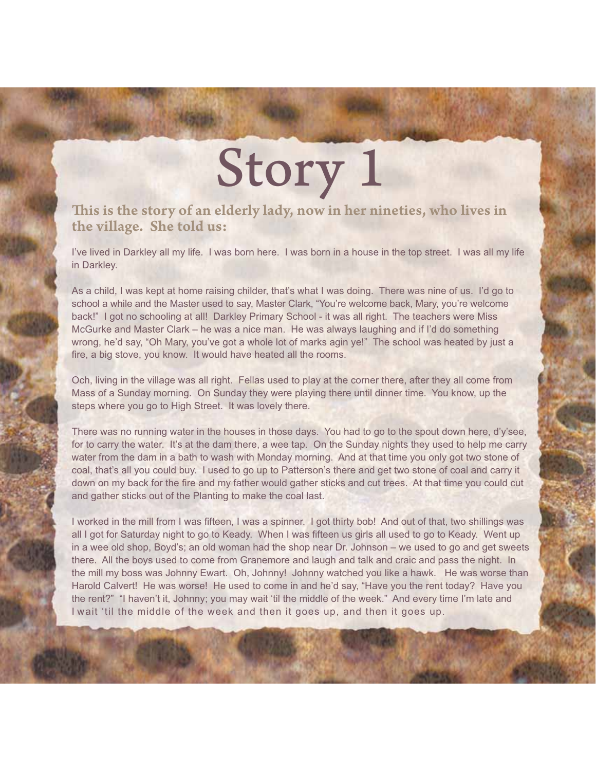# Story 1

**This is the story of an elderly lady, now in her nineties, who lives in the village. She told us:**

I've lived in Darkley all my life. I was born here. I was born in a house in the top street. I was all my life in Darkley.

As a child, I was kept at home raising childer, that's what I was doing. There was nine of us. I'd go to school a while and the Master used to say, Master Clark, "You're welcome back, Mary, you're welcome back!" I got no schooling at all! Darkley Primary School - it was all right. The teachers were Miss McGurke and Master Clark – he was a nice man. He was always laughing and if I'd do something wrong, he'd say, "Oh Mary, you've got a whole lot of marks agin ye!" The school was heated by just a fire, a big stove, you know. It would have heated all the rooms.

Och, living in the village was all right. Fellas used to play at the corner there, after they all come from Mass of a Sunday morning. On Sunday they were playing there until dinner time. You know, up the steps where you go to High Street. It was lovely there.

There was no running water in the houses in those days. You had to go to the spout down here, d'y'see, for to carry the water. It's at the dam there, a wee tap. On the Sunday nights they used to help me carry water from the dam in a bath to wash with Monday morning. And at that time you only got two stone of coal, that's all you could buy. I used to go up to Patterson's there and get two stone of coal and carry it down on my back for the fire and my father would gather sticks and cut trees. At that time you could cut and gather sticks out of the Planting to make the coal last.

I worked in the mill from I was fifteen, I was a spinner. I got thirty bob! And out of that, two shillings was all I got for Saturday night to go to Keady. When I was fifteen us girls all used to go to Keady. Went up in a wee old shop, Boyd's; an old woman had the shop near Dr. Johnson – we used to go and get sweets there. All the boys used to come from Granemore and laugh and talk and craic and pass the night. In the mill my boss was Johnny Ewart. Oh, Johnny! Johnny watched you like a hawk. He was worse than Harold Calvert! He was worse! He used to come in and he'd say, "Have you the rent today? Have you the rent?" "I haven't it, Johnny; you may wait 'til the middle of the week." And every time I'm late and I wait 'til the middle of the week and then it goes up, and then it goes up.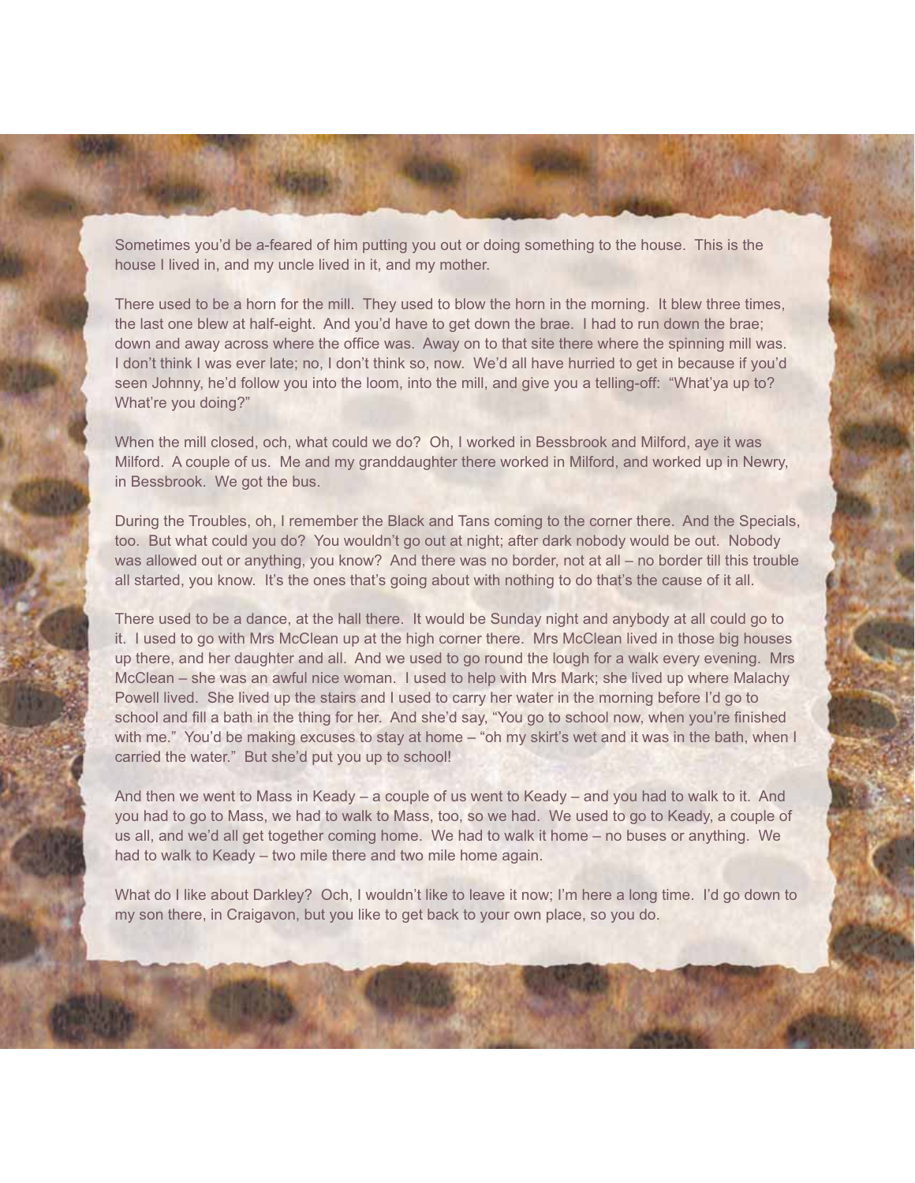Sometimes you'd be a-feared of him putting you out or doing something to the house. This is the house I lived in, and my uncle lived in it, and my mother.

There used to be a horn for the mill. They used to blow the horn in the morning. It blew three times, the last one blew at half-eight. And you'd have to get down the brae. I had to run down the brae; down and away across where the office was. Away on to that site there where the spinning mill was. I don't think I was ever late; no, I don't think so, now. We'd all have hurried to get in because if you'd seen Johnny, he'd follow you into the loom, into the mill, and give you a telling-off: "What'ya up to? What're you doing?"

When the mill closed, och, what could we do? Oh, I worked in Bessbrook and Milford, aye it was Milford. A couple of us. Me and my granddaughter there worked in Milford, and worked up in Newry, in Bessbrook. We got the bus.

During the Troubles, oh, I remember the Black and Tans coming to the corner there. And the Specials, too. But what could you do? You wouldn't go out at night; after dark nobody would be out. Nobody was allowed out or anything, you know? And there was no border, not at all – no border till this trouble all started, you know. It's the ones that's going about with nothing to do that's the cause of it all.

There used to be a dance, at the hall there. It would be Sunday night and anybody at all could go to it. I used to go with Mrs McClean up at the high corner there. Mrs McClean lived in those big houses up there, and her daughter and all. And we used to go round the lough for a walk every evening. Mrs McClean – she was an awful nice woman. I used to help with Mrs Mark; she lived up where Malachy Powell lived. She lived up the stairs and I used to carry her water in the morning before I'd go to school and fill a bath in the thing for her. And she'd say, "You go to school now, when you're finished with me." You'd be making excuses to stay at home – "oh my skirt's wet and it was in the bath, when I carried the water." But she'd put you up to school!

And then we went to Mass in Keady – a couple of us went to Keady – and you had to walk to it. And you had to go to Mass, we had to walk to Mass, too, so we had. We used to go to Keady, a couple of us all, and we'd all get together coming home. We had to walk it home – no buses or anything. We had to walk to Keady – two mile there and two mile home again.

What do I like about Darkley? Och, I wouldn't like to leave it now; I'm here a long time. I'd go down to my son there, in Craigavon, but you like to get back to your own place, so you do.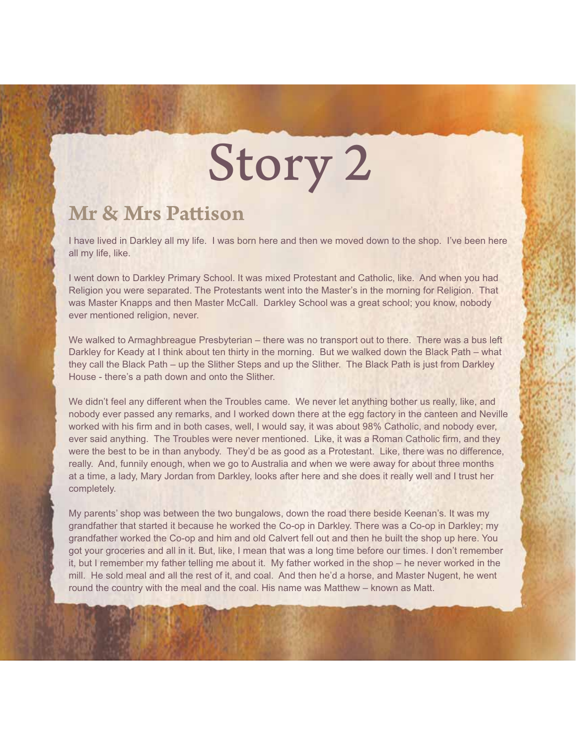# Story 2

## Mr & Mrs Pattison

I have lived in Darkley all my life. I was born here and then we moved down to the shop. I've been here all my life, like.

I went down to Darkley Primary School. It was mixed Protestant and Catholic, like. And when you had Religion you were separated. The Protestants went into the Master's in the morning for Religion. That was Master Knapps and then Master McCall. Darkley School was a great school; you know, nobody ever mentioned religion, never.

We walked to Armaghbreague Presbyterian – there was no transport out to there. There was a bus left Darkley for Keady at I think about ten thirty in the morning. But we walked down the Black Path – what they call the Black Path – up the Slither Steps and up the Slither. The Black Path is just from Darkley House - there's a path down and onto the Slither.

We didn't feel any different when the Troubles came. We never let anything bother us really, like, and nobody ever passed any remarks, and I worked down there at the egg factory in the canteen and Neville worked with his firm and in both cases, well, I would say, it was about 98% Catholic, and nobody ever, ever said anything. The Troubles were never mentioned. Like, it was a Roman Catholic firm, and they were the best to be in than anybody. They'd be as good as a Protestant. Like, there was no difference, really. And, funnily enough, when we go to Australia and when we were away for about three months at a time, a lady, Mary Jordan from Darkley, looks after here and she does it really well and I trust her completely.

My parents' shop was between the two bungalows, down the road there beside Keenan's. It was my grandfather that started it because he worked the Co-op in Darkley. There was a Co-op in Darkley; my grandfather worked the Co-op and him and old Calvert fell out and then he built the shop up here. You got your groceries and all in it. But, like, I mean that was a long time before our times. I don't remember it, but I remember my father telling me about it. My father worked in the shop – he never worked in the mill. He sold meal and all the rest of it, and coal. And then he'd a horse, and Master Nugent, he went round the country with the meal and the coal. His name was Matthew – known as Matt.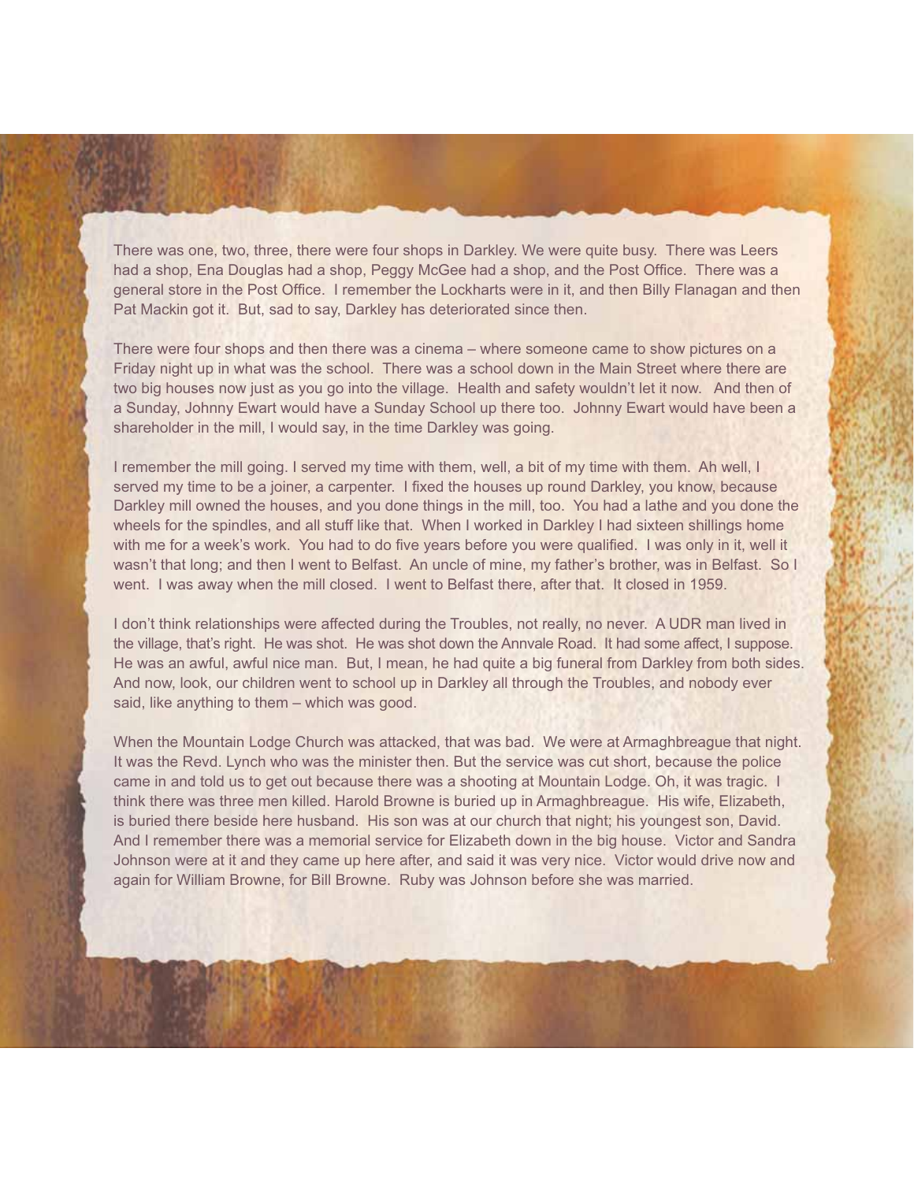There was one, two, three, there were four shops in Darkley. We were quite busy. There was Leers had a shop, Ena Douglas had a shop, Peggy McGee had a shop, and the Post Office. There was a general store in the Post Office. I remember the Lockharts were in it, and then Billy Flanagan and then Pat Mackin got it. But, sad to say, Darkley has deteriorated since then.

There were four shops and then there was a cinema – where someone came to show pictures on a Friday night up in what was the school. There was a school down in the Main Street where there are two big houses now just as you go into the village. Health and safety wouldn't let it now. And then of a Sunday, Johnny Ewart would have a Sunday School up there too. Johnny Ewart would have been a shareholder in the mill, I would say, in the time Darkley was going.

I remember the mill going. I served my time with them, well, a bit of my time with them. Ah well, I served my time to be a joiner, a carpenter. I fixed the houses up round Darkley, you know, because Darkley mill owned the houses, and you done things in the mill, too. You had a lathe and you done the wheels for the spindles, and all stuff like that. When I worked in Darkley I had sixteen shillings home with me for a week's work. You had to do five years before you were qualified. I was only in it, well it wasn't that long; and then I went to Belfast. An uncle of mine, my father's brother, was in Belfast. So I went. I was away when the mill closed. I went to Belfast there, after that. It closed in 1959.

I don't think relationships were affected during the Troubles, not really, no never. A UDR man lived in the village, that's right. He was shot. He was shot down the Annvale Road. It had some affect, I suppose. He was an awful, awful nice man. But, I mean, he had quite a big funeral from Darkley from both sides. And now, look, our children went to school up in Darkley all through the Troubles, and nobody ever said, like anything to them – which was good.

When the Mountain Lodge Church was attacked, that was bad. We were at Armaghbreague that night. It was the Revd. Lynch who was the minister then. But the service was cut short, because the police came in and told us to get out because there was a shooting at Mountain Lodge. Oh, it was tragic. I think there was three men killed. Harold Browne is buried up in Armaghbreague. His wife, Elizabeth, is buried there beside here husband. His son was at our church that night; his youngest son, David. And I remember there was a memorial service for Elizabeth down in the big house. Victor and Sandra Johnson were at it and they came up here after, and said it was very nice. Victor would drive now and again for William Browne, for Bill Browne. Ruby was Johnson before she was married.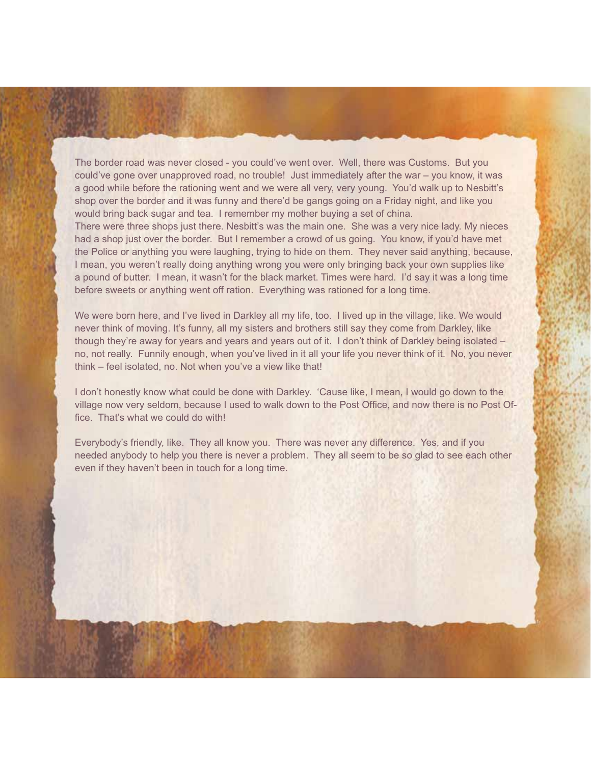The border road was never closed - you could've went over. Well, there was Customs. But you could've gone over unapproved road, no trouble! Just immediately after the war – you know, it was a good while before the rationing went and we were all very, very young. You'd walk up to Nesbitt's shop over the border and it was funny and there'd be gangs going on a Friday night, and like you would bring back sugar and tea. I remember my mother buying a set of china.
There were three shops just there. Nesbitt's was the main one. She was a very nice lady. My nieces had a shop just over the border. But I remember a crowd of us going. You know, if you'd have met the Police or anything you were laughing, trying to hide on them. They never said anything, because, I mean, you weren't really doing anything wrong you were only bringing back your own supplies like a pound of butter. I mean, it wasn't for the black market. Times were hard. I'd say it was a long time before sweets or anything went off ration. Everything was rationed for a long time.

We were born here, and I've lived in Darkley all my life, too. I lived up in the village, like. We would never think of moving. It's funny, all my sisters and brothers still say they come from Darkley, like though they're away for years and years and years out of it. I don't think of Darkley being isolated – no, not really. Funnily enough, when you've lived in it all your life you never think of it. No, you never think – feel isolated, no. Not when you've a view like that!

I don't honestly know what could be done with Darkley. 'Cause like, I mean, I would go down to the village now very seldom, because I used to walk down to the Post Office, and now there is no Post Office. That's what we could do with!

Everybody's friendly, like. They all know you. There was never any difference. Yes, and if you needed anybody to help you there is never a problem. They all seem to be so glad to see each other even if they haven't been in touch for a long time.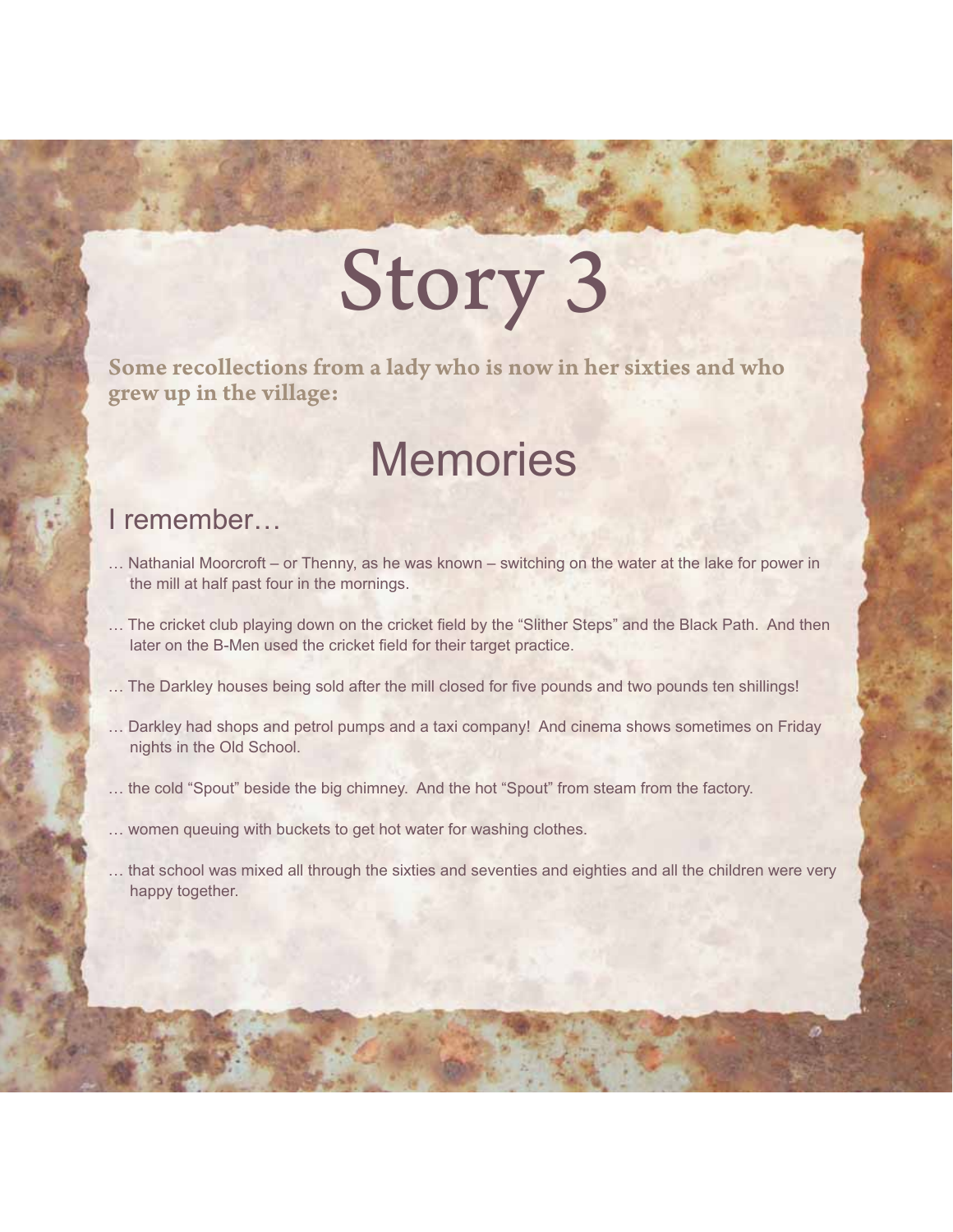# Story 3

**Some recollections from a lady who is now in her sixties and who grew up in the village:**

## Memories

### I remember…

… Nathanial Moorcroft – or Thenny, as he was known – switching on the water at the lake for power in the mill at half past four in the mornings.

… The cricket club playing down on the cricket field by the "Slither Steps" and the Black Path. And then later on the B-Men used the cricket field for their target practice.

… The Darkley houses being sold after the mill closed for five pounds and two pounds ten shillings!

… Darkley had shops and petrol pumps and a taxi company! And cinema shows sometimes on Friday nights in the Old School.

… the cold "Spout" beside the big chimney. And the hot "Spout" from steam from the factory.

… women queuing with buckets to get hot water for washing clothes.

… that school was mixed all through the sixties and seventies and eighties and all the children were very happy together.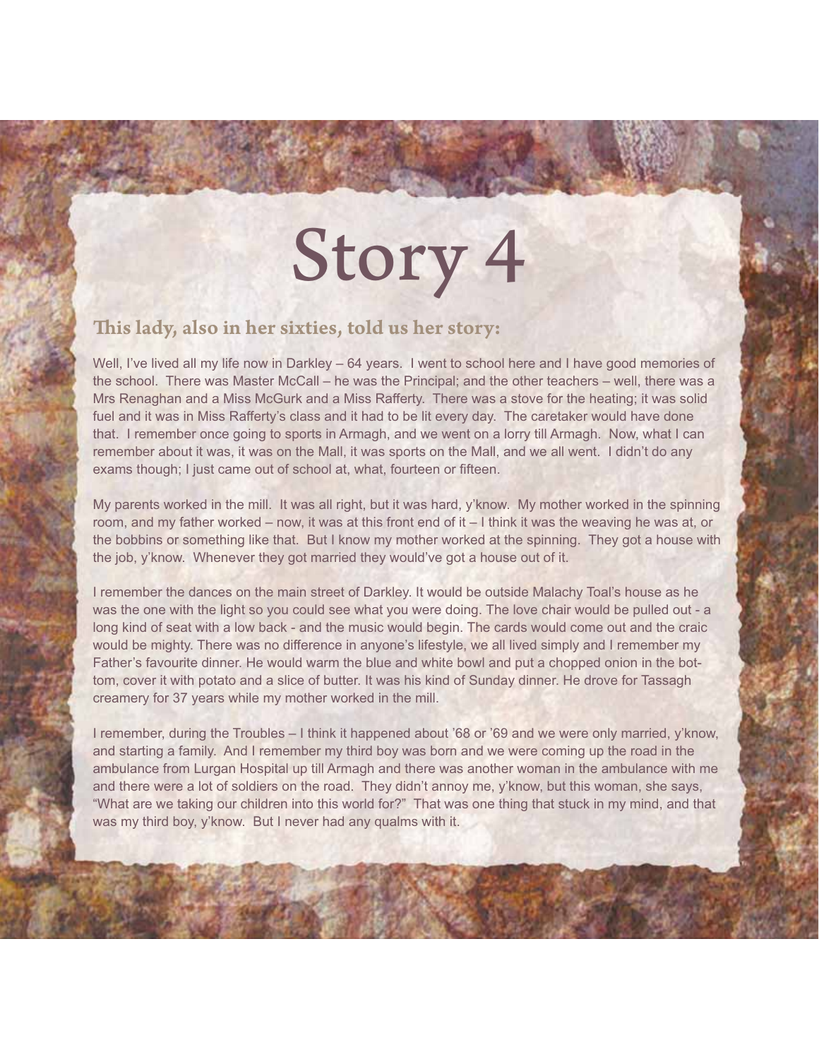# Story 4

## This lady, also in her sixties, told us her story:

Well, I've lived all my life now in Darkley – 64 years. I went to school here and I have good memories of the school. There was Master McCall – he was the Principal; and the other teachers – well, there was a Mrs Renaghan and a Miss McGurk and a Miss Rafferty. There was a stove for the heating; it was solid fuel and it was in Miss Rafferty's class and it had to be lit every day. The caretaker would have done that. I remember once going to sports in Armagh, and we went on a lorry till Armagh. Now, what I can remember about it was, it was on the Mall, it was sports on the Mall, and we all went. I didn't do any exams though; I just came out of school at, what, fourteen or fifteen.

My parents worked in the mill. It was all right, but it was hard, y'know. My mother worked in the spinning room, and my father worked – now, it was at this front end of it – I think it was the weaving he was at, or the bobbins or something like that. But I know my mother worked at the spinning. They got a house with the job, y'know. Whenever they got married they would've got a house out of it.

I remember the dances on the main street of Darkley. It would be outside Malachy Toal's house as he was the one with the light so you could see what you were doing. The love chair would be pulled out - a long kind of seat with a low back - and the music would begin. The cards would come out and the craic would be mighty. There was no difference in anyone's lifestyle, we all lived simply and I remember my Father's favourite dinner. He would warm the blue and white bowl and put a chopped onion in the bottom, cover it with potato and a slice of butter. It was his kind of Sunday dinner. He drove for Tassagh creamery for 37 years while my mother worked in the mill.

I remember, during the Troubles – I think it happened about '68 or '69 and we were only married, y'know, and starting a family. And I remember my third boy was born and we were coming up the road in the ambulance from Lurgan Hospital up till Armagh and there was another woman in the ambulance with me and there were a lot of soldiers on the road. They didn't annoy me, y'know, but this woman, she says, "What are we taking our children into this world for?" That was one thing that stuck in my mind, and that was my third boy, y'know. But I never had any qualms with it.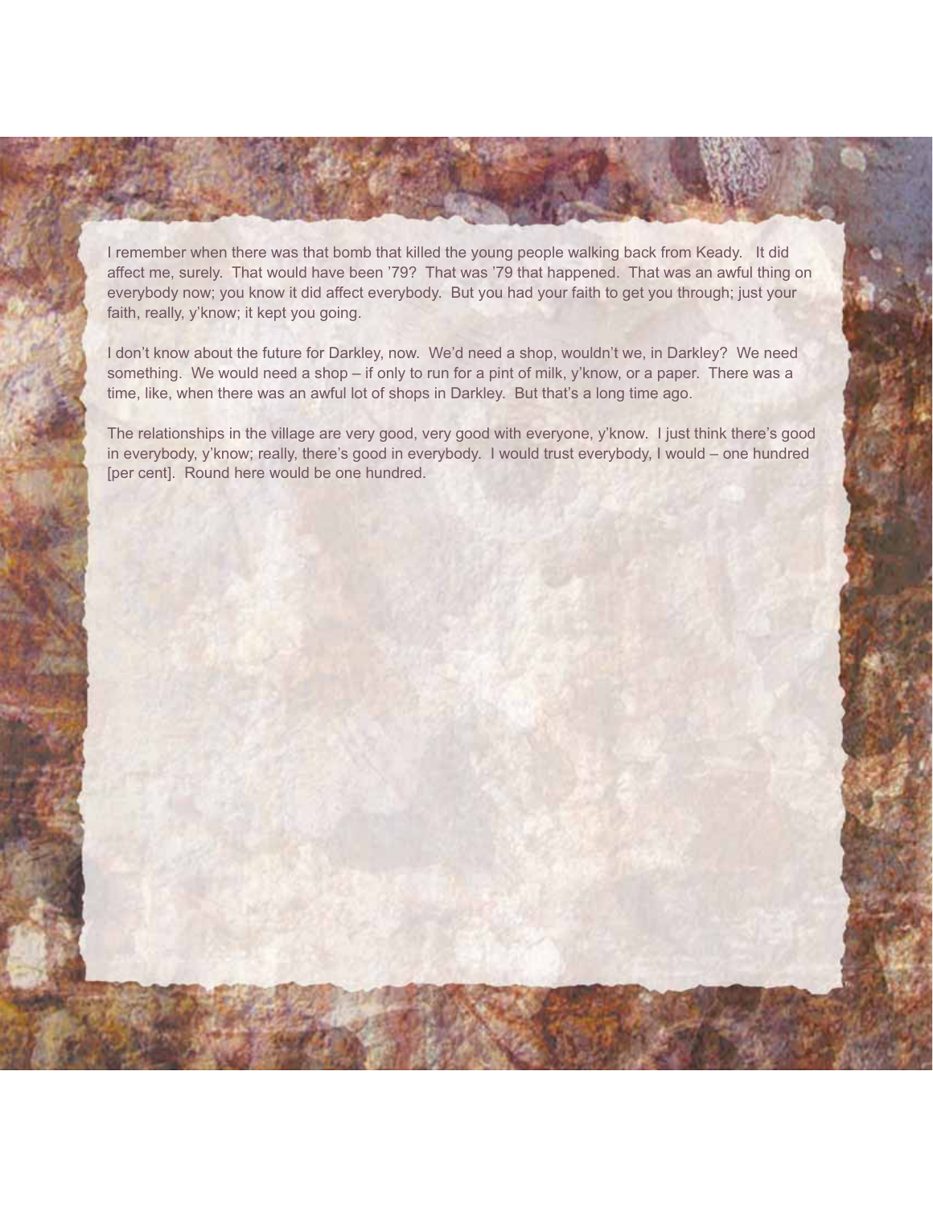I remember when there was that bomb that killed the young people walking back from Keady. It did affect me, surely. That would have been '79? That was '79 that happened. That was an awful thing on everybody now; you know it did affect everybody. But you had your faith to get you through; just your faith, really, y'know; it kept you going.

I don't know about the future for Darkley, now. We'd need a shop, wouldn't we, in Darkley? We need something. We would need a shop – if only to run for a pint of milk, y'know, or a paper. There was a time, like, when there was an awful lot of shops in Darkley. But that's a long time ago.

The relationships in the village are very good, very good with everyone, y'know. I just think there's good in everybody, y'know; really, there's good in everybody. I would trust everybody, I would – one hundred [per cent]. Round here would be one hundred.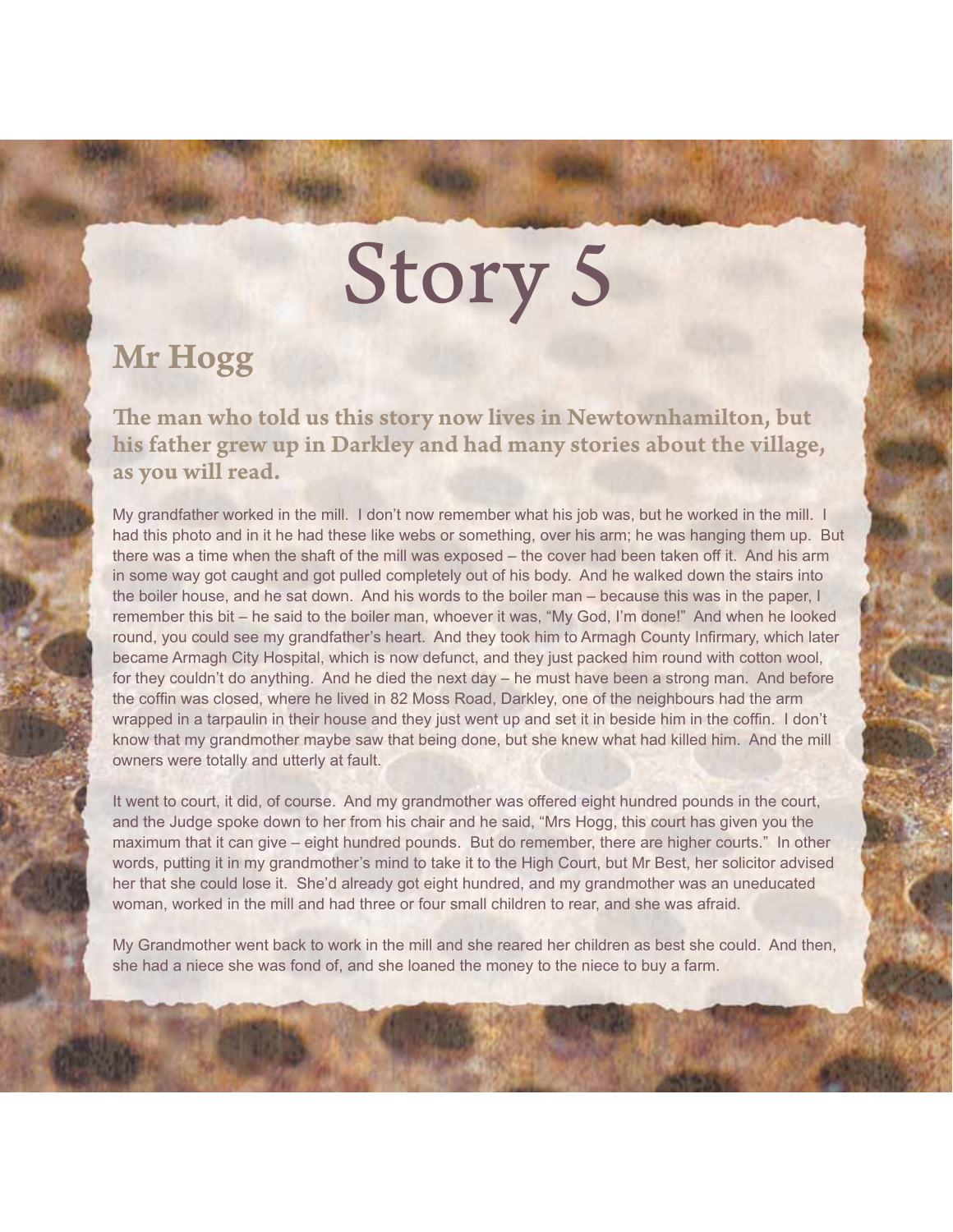# Story 5

## Mr Hogg

### The man who told us this story now lives in Newtownhamilton, but his father grew up in Darkley and had many stories about the village, as you will read.

My grandfather worked in the mill. I don't now remember what his job was, but he worked in the mill. I had this photo and in it he had these like webs or something, over his arm; he was hanging them up. But there was a time when the shaft of the mill was exposed – the cover had been taken off it. And his arm in some way got caught and got pulled completely out of his body. And he walked down the stairs into the boiler house, and he sat down. And his words to the boiler man – because this was in the paper, I remember this bit – he said to the boiler man, whoever it was, "My God, I'm done!" And when he looked round, you could see my grandfather's heart. And they took him to Armagh County Infirmary, which later became Armagh City Hospital, which is now defunct, and they just packed him round with cotton wool, for they couldn't do anything. And he died the next day – he must have been a strong man. And before the coffin was closed, where he lived in 82 Moss Road, Darkley, one of the neighbours had the arm wrapped in a tarpaulin in their house and they just went up and set it in beside him in the coffin. I don't know that my grandmother maybe saw that being done, but she knew what had killed him. And the mill owners were totally and utterly at fault.

It went to court, it did, of course. And my grandmother was offered eight hundred pounds in the court, and the Judge spoke down to her from his chair and he said, "Mrs Hogg, this court has given you the maximum that it can give – eight hundred pounds. But do remember, there are higher courts." In other words, putting it in my grandmother's mind to take it to the High Court, but Mr Best, her solicitor advised her that she could lose it. She'd already got eight hundred, and my grandmother was an uneducated woman, worked in the mill and had three or four small children to rear, and she was afraid.

My Grandmother went back to work in the mill and she reared her children as best she could. And then, she had a niece she was fond of, and she loaned the money to the niece to buy a farm.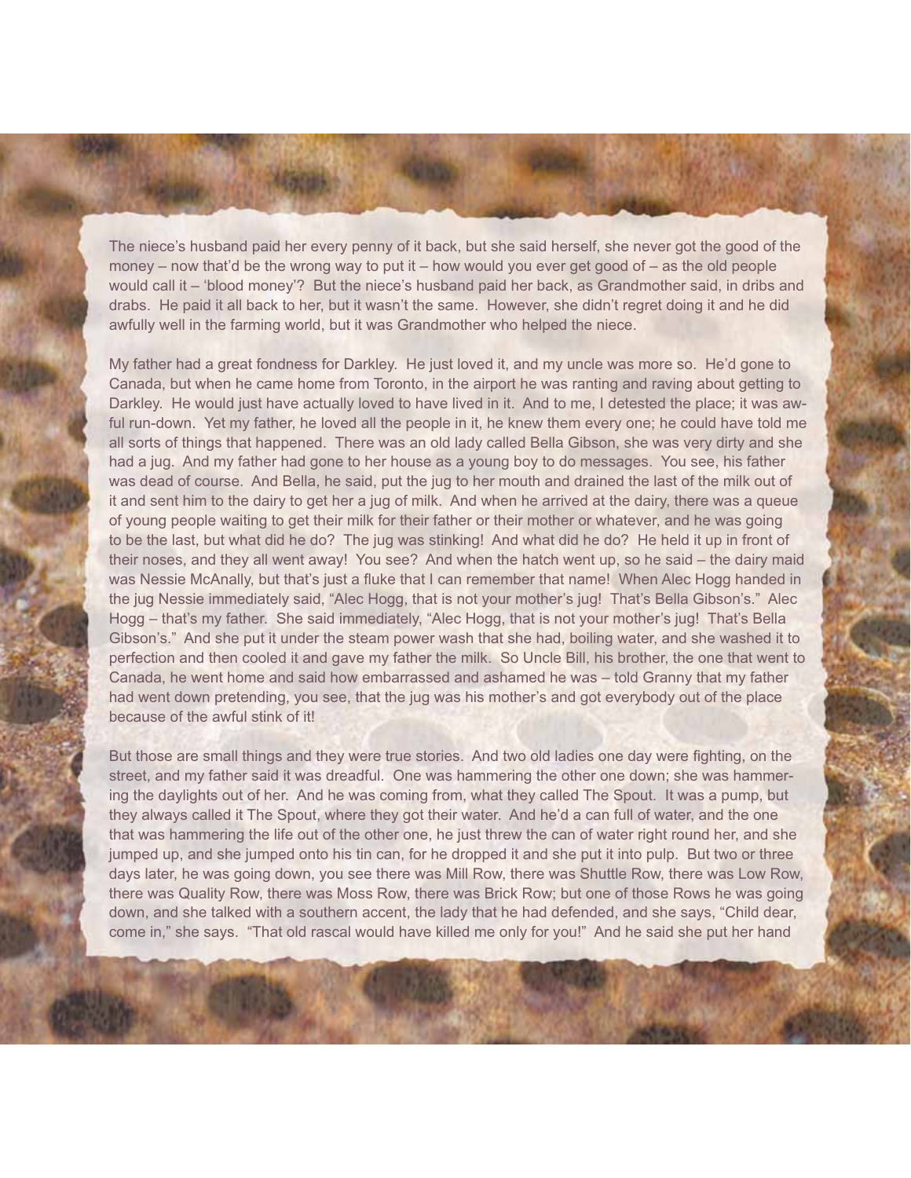The niece's husband paid her every penny of it back, but she said herself, she never got the good of the money – now that'd be the wrong way to put it – how would you ever get good of – as the old people would call it – 'blood money'? But the niece's husband paid her back, as Grandmother said, in dribs and drabs. He paid it all back to her, but it wasn't the same. However, she didn't regret doing it and he did awfully well in the farming world, but it was Grandmother who helped the niece.

My father had a great fondness for Darkley. He just loved it, and my uncle was more so. He'd gone to Canada, but when he came home from Toronto, in the airport he was ranting and raving about getting to Darkley. He would just have actually loved to have lived in it. And to me, I detested the place; it was awful run-down. Yet my father, he loved all the people in it, he knew them every one; he could have told me all sorts of things that happened. There was an old lady called Bella Gibson, she was very dirty and she had a jug. And my father had gone to her house as a young boy to do messages. You see, his father was dead of course. And Bella, he said, put the jug to her mouth and drained the last of the milk out of it and sent him to the dairy to get her a jug of milk. And when he arrived at the dairy, there was a queue of young people waiting to get their milk for their father or their mother or whatever, and he was going to be the last, but what did he do? The jug was stinking! And what did he do? He held it up in front of their noses, and they all went away! You see? And when the hatch went up, so he said – the dairy maid was Nessie McAnally, but that's just a fluke that I can remember that name! When Alec Hogg handed in the jug Nessie immediately said, "Alec Hogg, that is not your mother's jug! That's Bella Gibson's." Alec Hogg – that's my father. She said immediately, "Alec Hogg, that is not your mother's jug! That's Bella Gibson's." And she put it under the steam power wash that she had, boiling water, and she washed it to perfection and then cooled it and gave my father the milk. So Uncle Bill, his brother, the one that went to Canada, he went home and said how embarrassed and ashamed he was – told Granny that my father had went down pretending, you see, that the jug was his mother's and got everybody out of the place because of the awful stink of it!

But those are small things and they were true stories. And two old ladies one day were fighting, on the street, and my father said it was dreadful. One was hammering the other one down; she was hammering the daylights out of her. And he was coming from, what they called The Spout. It was a pump, but they always called it The Spout, where they got their water. And he'd a can full of water, and the one that was hammering the life out of the other one, he just threw the can of water right round her, and she jumped up, and she jumped onto his tin can, for he dropped it and she put it into pulp. But two or three days later, he was going down, you see there was Mill Row, there was Shuttle Row, there was Low Row, there was Quality Row, there was Moss Row, there was Brick Row; but one of those Rows he was going down, and she talked with a southern accent, the lady that he had defended, and she says, "Child dear, come in," she says. "That old rascal would have killed me only for you!" And he said she put her hand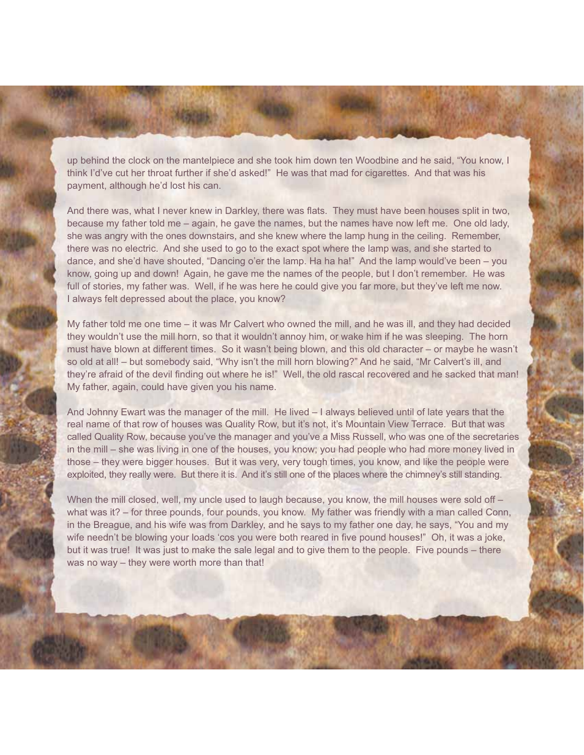up behind the clock on the mantelpiece and she took him down ten Woodbine and he said, “You know, I think I’d’ve cut her throat further if she’d asked!” He was that mad for cigarettes. And that was his payment, although he’d lost his can.

And there was, what I never knew in Darkley, there was flats. They must have been houses split in two, because my father told me – again, he gave the names, but the names have now left me. One old lady, she was angry with the ones downstairs, and she knew where the lamp hung in the ceiling. Remember, there was no electric. And she used to go to the exact spot where the lamp was, and she started to dance, and she’d have shouted, “Dancing o’er the lamp. Ha ha ha!” And the lamp would’ve been – you know, going up and down! Again, he gave me the names of the people, but I don’t remember. He was full of stories, my father was. Well, if he was here he could give you far more, but they’ve left me now. I always felt depressed about the place, you know?

My father told me one time – it was Mr Calvert who owned the mill, and he was ill, and they had decided they wouldn’t use the mill horn, so that it wouldn’t annoy him, or wake him if he was sleeping. The horn must have blown at different times. So it wasn’t being blown, and this old character – or maybe he wasn’t so old at all! – but somebody said, “Why isn’t the mill horn blowing?” And he said, “Mr Calvert’s ill, and they’re afraid of the devil finding out where he is!” Well, the old rascal recovered and he sacked that man! My father, again, could have given you his name.

And Johnny Ewart was the manager of the mill. He lived – I always believed until of late years that the real name of that row of houses was Quality Row, but it’s not, it’s Mountain View Terrace. But that was called Quality Row, because you’ve the manager and you’ve a Miss Russell, who was one of the secretaries in the mill – she was living in one of the houses, you know; you had people who had more money lived in those – they were bigger houses. But it was very, very tough times, you know, and like the people were exploited, they really were. But there it is. And it’s still one of the places where the chimney’s still standing.

When the mill closed, well, my uncle used to laugh because, you know, the mill houses were sold off – what was it? – for three pounds, four pounds, you know. My father was friendly with a man called Conn, in the Breague, and his wife was from Darkley, and he says to my father one day, he says, “You and my wife needn’t be blowing your loads ‘cos you were both reared in five pound houses!” Oh, it was a joke, but it was true! It was just to make the sale legal and to give them to the people. Five pounds – there was no way – they were worth more than that!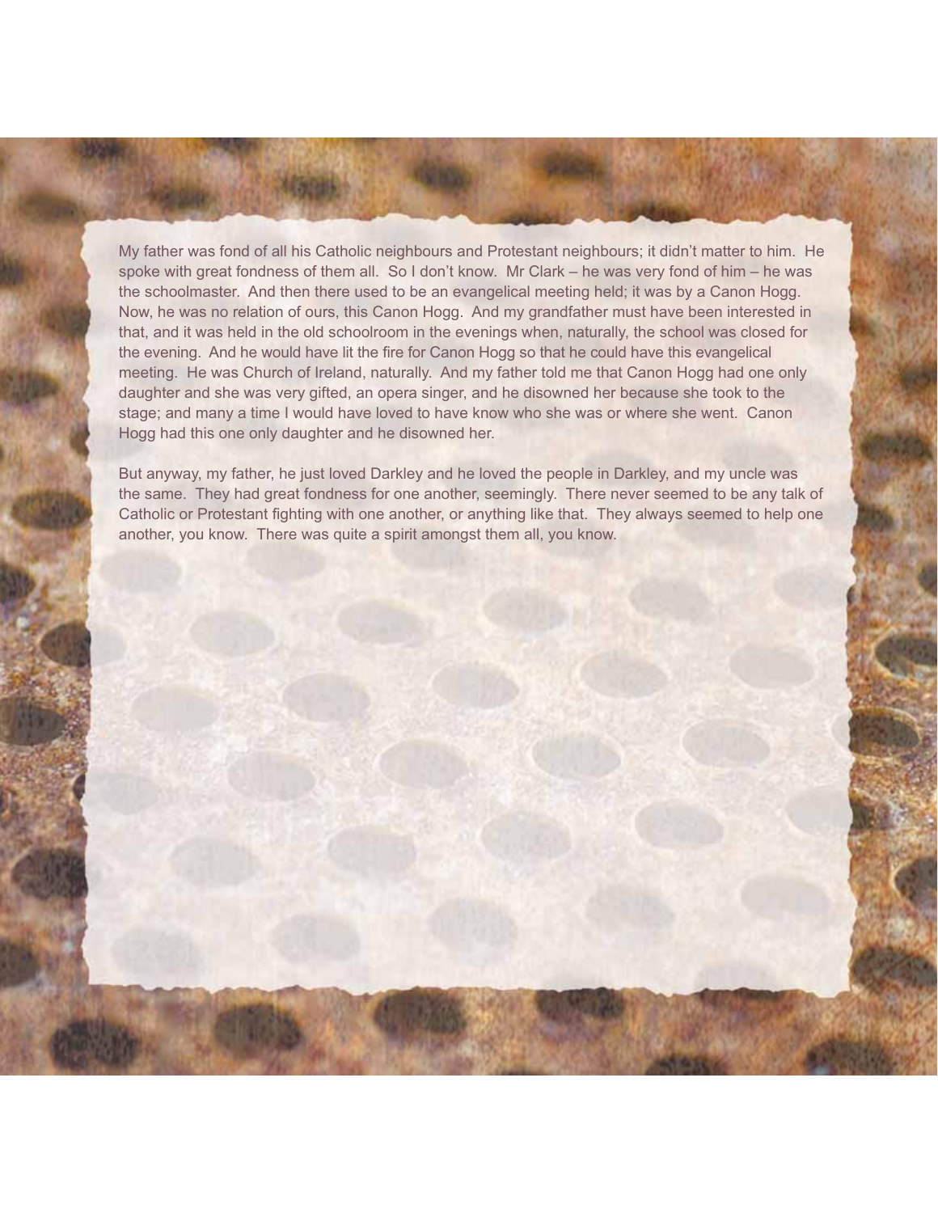My father was fond of all his Catholic neighbours and Protestant neighbours; it didn't matter to him. He spoke with great fondness of them all. So I don't know. Mr Clark – he was very fond of him – he was the schoolmaster. And then there used to be an evangelical meeting held; it was by a Canon Hogg. Now, he was no relation of ours, this Canon Hogg. And my grandfather must have been interested in that, and it was held in the old schoolroom in the evenings when, naturally, the school was closed for the evening. And he would have lit the fire for Canon Hogg so that he could have this evangelical meeting. He was Church of Ireland, naturally. And my father told me that Canon Hogg had one only daughter and she was very gifted, an opera singer, and he disowned her because she took to the stage; and many a time I would have loved to have know who she was or where she went. Canon Hogg had this one only daughter and he disowned her.

But anyway, my father, he just loved Darkley and he loved the people in Darkley, and my uncle was the same. They had great fondness for one another, seemingly. There never seemed to be any talk of Catholic or Protestant fighting with one another, or anything like that. They always seemed to help one another, you know. There was quite a spirit amongst them all, you know.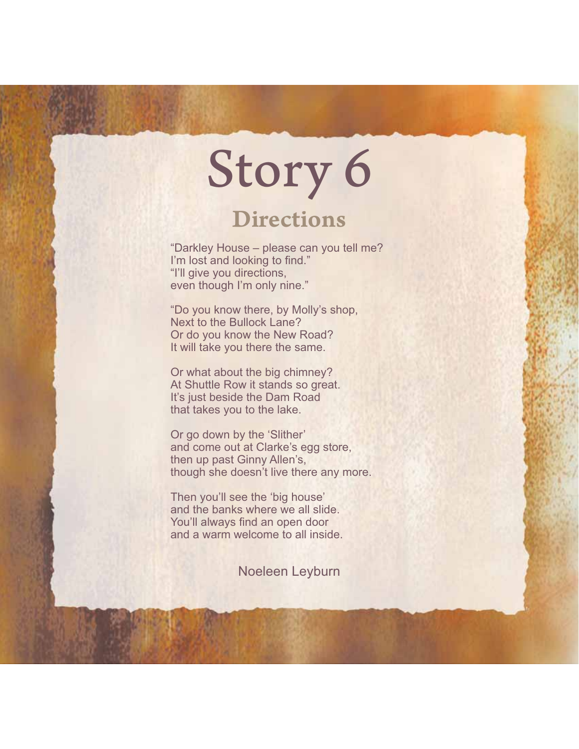# Story 6

## Directions

"Darkley House – please can you tell me?
I'm lost and looking to find."
"I'll give you directions,
even though I'm only nine."

"Do you know there, by Molly's shop,
Next to the Bullock Lane?
Or do you know the New Road?
It will take you there the same.

Or what about the big chimney?
At Shuttle Row it stands so great.
It's just beside the Dam Road
that takes you to the lake.

Or go down by the 'Slither'
and come out at Clarke's egg store,
then up past Ginny Allen's,
though she doesn't live there any more.

Then you'll see the 'big house'
and the banks where we all slide.
You'll always find an open door
and a warm welcome to all inside.

Noeleen Leyburn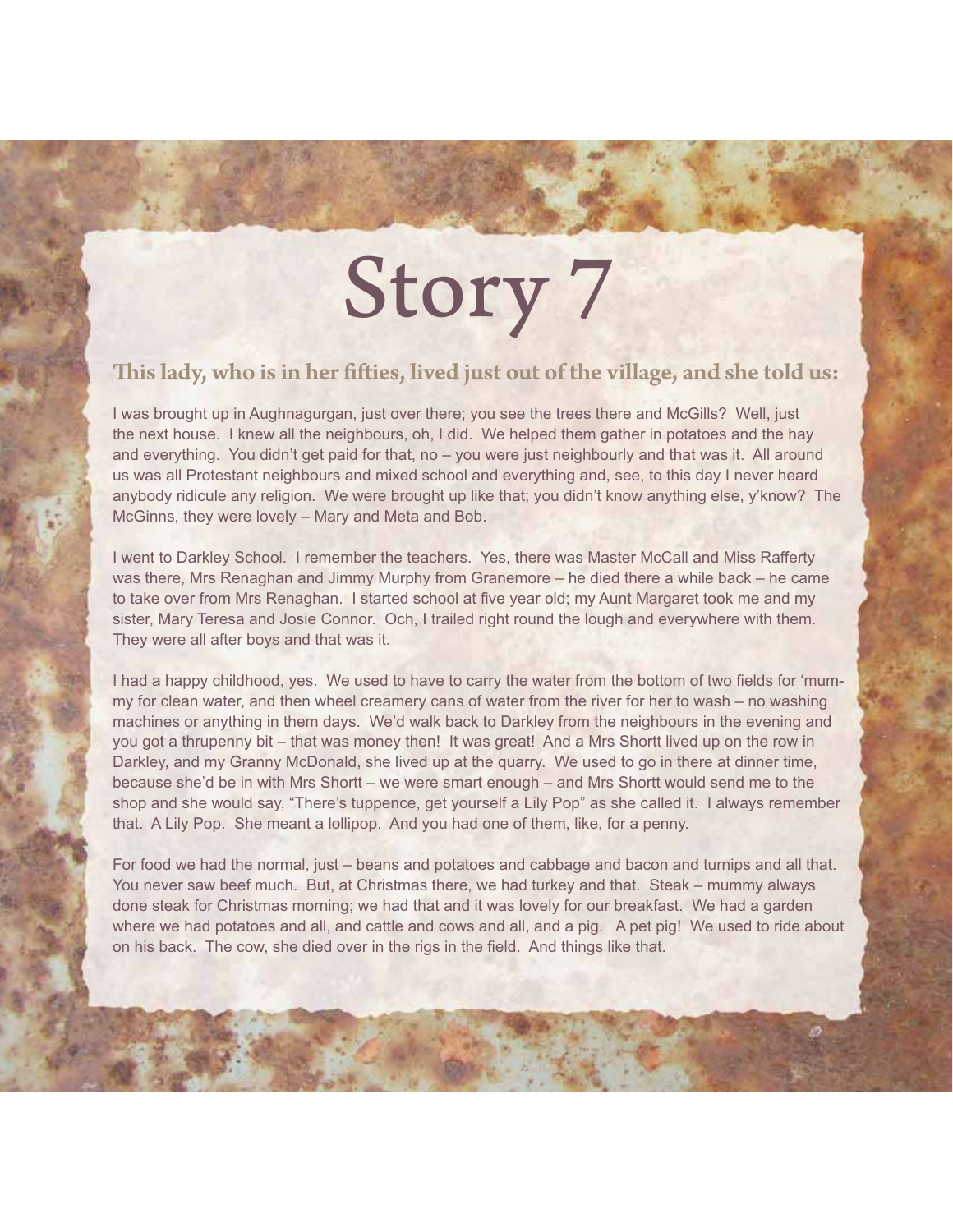# Story 7

## This lady, who is in her fifties, lived just out of the village, and she told us:

I was brought up in Aughnagurgan, just over there; you see the trees there and McGills? Well, just the next house. I knew all the neighbours, oh, I did. We helped them gather in potatoes and the hay and everything. You didn't get paid for that, no – you were just neighbourly and that was it. All around us was all Protestant neighbours and mixed school and everything and, see, to this day I never heard anybody ridicule any religion. We were brought up like that; you didn't know anything else, y'know? The McGinns, they were lovely – Mary and Meta and Bob.

I went to Darkley School. I remember the teachers. Yes, there was Master McCall and Miss Rafferty was there, Mrs Renaghan and Jimmy Murphy from Granemore – he died there a while back – he came to take over from Mrs Renaghan. I started school at five year old; my Aunt Margaret took me and my sister, Mary Teresa and Josie Connor. Och, I trailed right round the lough and everywhere with them. They were all after boys and that was it.

I had a happy childhood, yes. We used to have to carry the water from the bottom of two fields for 'mummy for clean water, and then wheel creamery cans of water from the river for her to wash – no washing machines or anything in them days. We'd walk back to Darkley from the neighbours in the evening and you got a thrupenny bit – that was money then! It was great! And a Mrs Shortt lived up on the row in Darkley, and my Granny McDonald, she lived up at the quarry. We used to go in there at dinner time, because she'd be in with Mrs Shortt – we were smart enough – and Mrs Shortt would send me to the shop and she would say, "There's tuppence, get yourself a Lily Pop" as she called it. I always remember that. A Lily Pop. She meant a lollipop. And you had one of them, like, for a penny.

For food we had the normal, just – beans and potatoes and cabbage and bacon and turnips and all that. You never saw beef much. But, at Christmas there, we had turkey and that. Steak – mummy always done steak for Christmas morning; we had that and it was lovely for our breakfast. We had a garden where we had potatoes and all, and cattle and cows and all, and a pig. A pet pig! We used to ride about on his back. The cow, she died over in the rigs in the field. And things like that.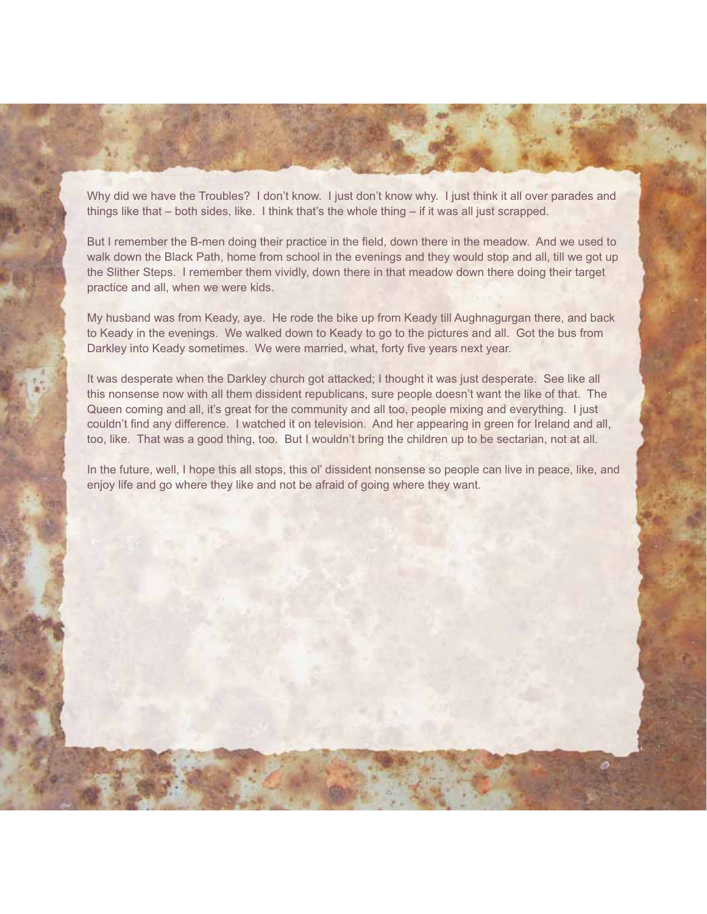Why did we have the Troubles? I don't know. I just don't know why. I just think it all over parades and things like that – both sides, like. I think that's the whole thing – if it was all just scrapped.

But I remember the B-men doing their practice in the field, down there in the meadow. And we used to walk down the Black Path, home from school in the evenings and they would stop and all, till we got up the Slither Steps. I remember them vividly, down there in that meadow down there doing their target practice and all, when we were kids.

My husband was from Keady, aye. He rode the bike up from Keady till Aughnagurgan there, and back to Keady in the evenings. We walked down to Keady to go to the pictures and all. Got the bus from Darkley into Keady sometimes. We were married, what, forty five years next year.

It was desperate when the Darkley church got attacked; I thought it was just desperate. See like all this nonsense now with all them dissident republicans, sure people doesn't want the like of that. The Queen coming and all, it's great for the community and all too, people mixing and everything. I just couldn't find any difference. I watched it on television. And her appearing in green for Ireland and all, too, like. That was a good thing, too. But I wouldn't bring the children up to be sectarian, not at all.

In the future, well, I hope this all stops, this ol' dissident nonsense so people can live in peace, like, and enjoy life and go where they like and not be afraid of going where they want.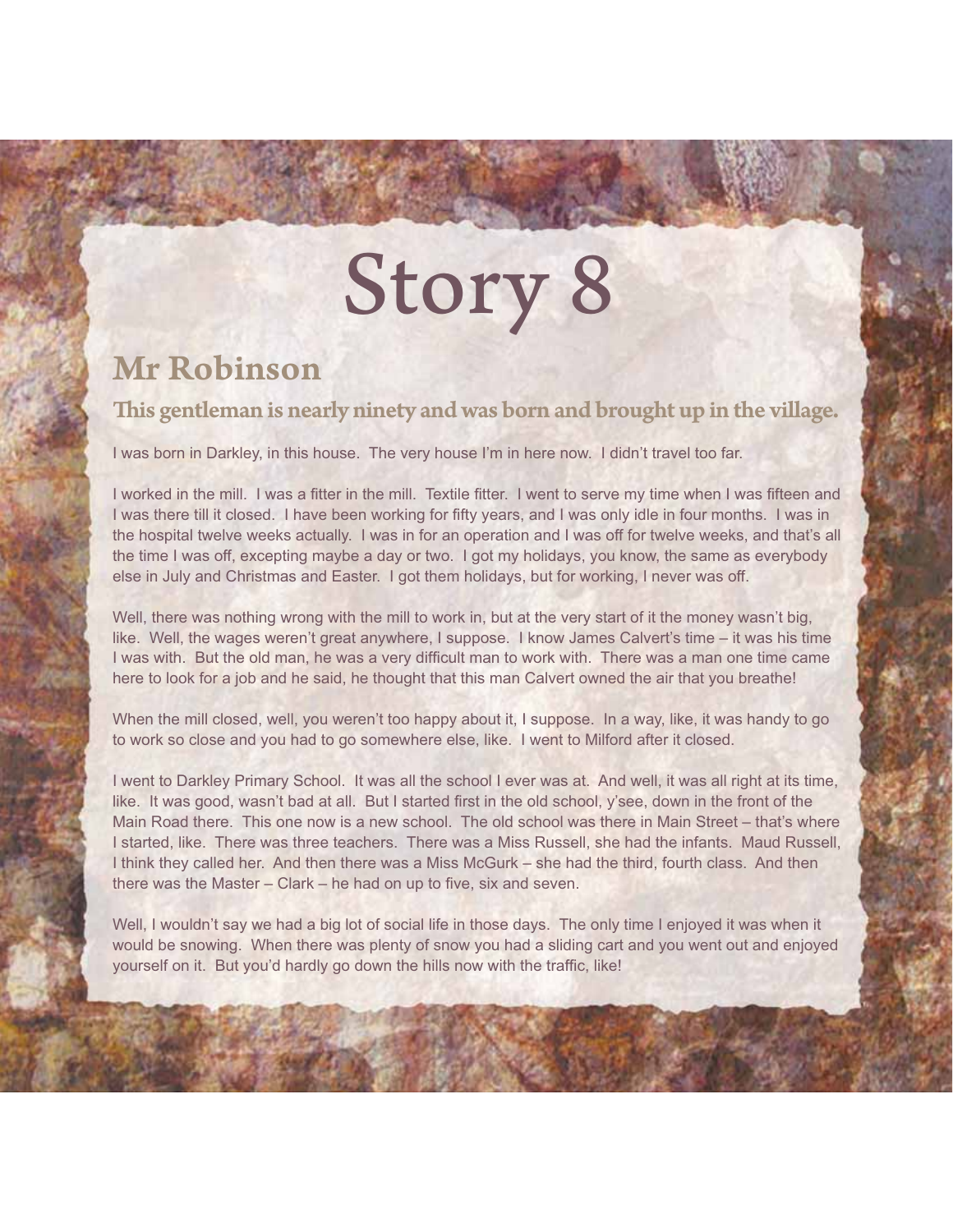# Story 8

## Mr Robinson

### This gentleman is nearly ninety and was born and brought up in the village.

I was born in Darkley, in this house. The very house I'm in here now. I didn't travel too far.

I worked in the mill. I was a fitter in the mill. Textile fitter. I went to serve my time when I was fifteen and I was there till it closed. I have been working for fifty years, and I was only idle in four months. I was in the hospital twelve weeks actually. I was in for an operation and I was off for twelve weeks, and that's all the time I was off, excepting maybe a day or two. I got my holidays, you know, the same as everybody else in July and Christmas and Easter. I got them holidays, but for working, I never was off.

Well, there was nothing wrong with the mill to work in, but at the very start of it the money wasn't big, like. Well, the wages weren't great anywhere, I suppose. I know James Calvert's time – it was his time I was with. But the old man, he was a very difficult man to work with. There was a man one time came here to look for a job and he said, he thought that this man Calvert owned the air that you breathe!

When the mill closed, well, you weren't too happy about it, I suppose. In a way, like, it was handy to go to work so close and you had to go somewhere else, like. I went to Milford after it closed.

I went to Darkley Primary School. It was all the school I ever was at. And well, it was all right at its time, like. It was good, wasn't bad at all. But I started first in the old school, y'see, down in the front of the Main Road there. This one now is a new school. The old school was there in Main Street – that's where I started, like. There was three teachers. There was a Miss Russell, she had the infants. Maud Russell, I think they called her. And then there was a Miss McGurk – she had the third, fourth class. And then there was the Master – Clark – he had on up to five, six and seven.

Well, I wouldn't say we had a big lot of social life in those days. The only time I enjoyed it was when it would be snowing. When there was plenty of snow you had a sliding cart and you went out and enjoyed yourself on it. But you'd hardly go down the hills now with the traffic, like!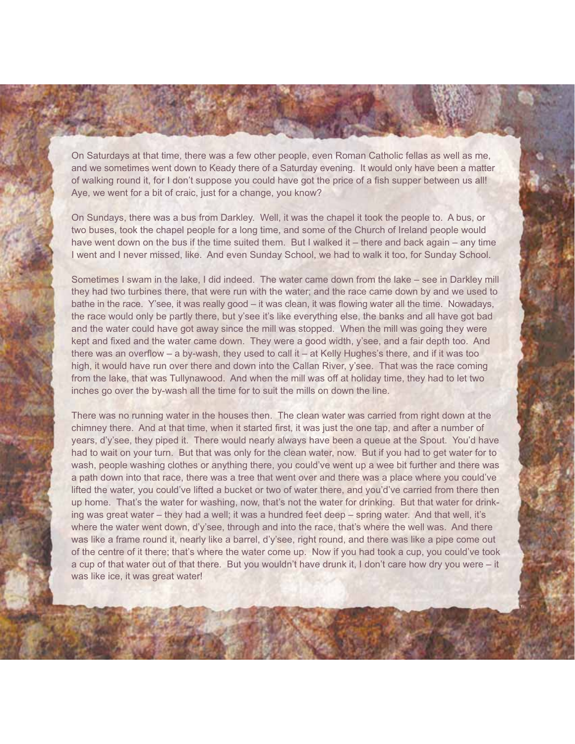On Saturdays at that time, there was a few other people, even Roman Catholic fellas as well as me, and we sometimes went down to Keady there of a Saturday evening. It would only have been a matter of walking round it, for I don't suppose you could have got the price of a fish supper between us all! Aye, we went for a bit of craic, just for a change, you know?

On Sundays, there was a bus from Darkley. Well, it was the chapel it took the people to. A bus, or two buses, took the chapel people for a long time, and some of the Church of Ireland people would have went down on the bus if the time suited them. But I walked it – there and back again – any time I went and I never missed, like. And even Sunday School, we had to walk it too, for Sunday School.

Sometimes I swam in the lake, I did indeed. The water came down from the lake – see in Darkley mill they had two turbines there, that were run with the water; and the race came down by and we used to bathe in the race. Y'see, it was really good – it was clean, it was flowing water all the time. Nowadays, the race would only be partly there, but y'see it's like everything else, the banks and all have got bad and the water could have got away since the mill was stopped. When the mill was going they were kept and fixed and the water came down. They were a good width, y'see, and a fair depth too. And there was an overflow – a by-wash, they used to call it – at Kelly Hughes's there, and if it was too high, it would have run over there and down into the Callan River, y'see. That was the race coming from the lake, that was Tullynawood. And when the mill was off at holiday time, they had to let two inches go over the by-wash all the time for to suit the mills on down the line.

There was no running water in the houses then. The clean water was carried from right down at the chimney there. And at that time, when it started first, it was just the one tap, and after a number of years, d'y'see, they piped it. There would nearly always have been a queue at the Spout. You'd have had to wait on your turn. But that was only for the clean water, now. But if you had to get water for to wash, people washing clothes or anything there, you could've went up a wee bit further and there was a path down into that race, there was a tree that went over and there was a place where you could've lifted the water, you could've lifted a bucket or two of water there, and you'd've carried from there then up home. That's the water for washing, now, that's not the water for drinking. But that water for drinking was great water – they had a well; it was a hundred feet deep – spring water. And that well, it's where the water went down, d'y'see, through and into the race, that's where the well was. And there was like a frame round it, nearly like a barrel, d'y'see, right round, and there was like a pipe come out of the centre of it there; that's where the water come up. Now if you had took a cup, you could've took a cup of that water out of that there. But you wouldn't have drunk it, I don't care how dry you were – it was like ice, it was great water!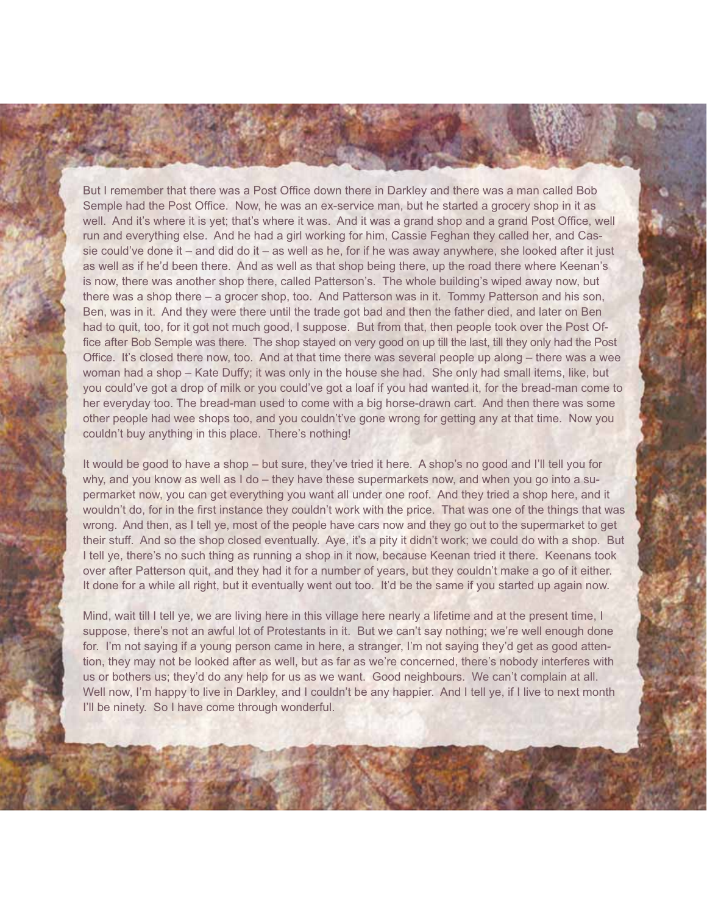But I remember that there was a Post Office down there in Darkley and there was a man called Bob Semple had the Post Office. Now, he was an ex-service man, but he started a grocery shop in it as well. And it's where it is yet; that's where it was. And it was a grand shop and a grand Post Office, well run and everything else. And he had a girl working for him, Cassie Feghan they called her, and Cassie could've done it – and did do it – as well as he, for if he was away anywhere, she looked after it just as well as if he'd been there. And as well as that shop being there, up the road there where Keenan's is now, there was another shop there, called Patterson's. The whole building's wiped away now, but there was a shop there – a grocer shop, too. And Patterson was in it. Tommy Patterson and his son, Ben, was in it. And they were there until the trade got bad and then the father died, and later on Ben had to quit, too, for it got not much good, I suppose. But from that, then people took over the Post Office after Bob Semple was there. The shop stayed on very good on up till the last, till they only had the Post Office. It's closed there now, too. And at that time there was several people up along – there was a wee woman had a shop – Kate Duffy; it was only in the house she had. She only had small items, like, but you could've got a drop of milk or you could've got a loaf if you had wanted it, for the bread-man come to her everyday too. The bread-man used to come with a big horse-drawn cart. And then there was some other people had wee shops too, and you couldn't've gone wrong for getting any at that time. Now you couldn't buy anything in this place. There's nothing!

It would be good to have a shop – but sure, they've tried it here. A shop's no good and I'll tell you for why, and you know as well as I do – they have these supermarkets now, and when you go into a supermarket now, you can get everything you want all under one roof. And they tried a shop here, and it wouldn't do, for in the first instance they couldn't work with the price. That was one of the things that was wrong. And then, as I tell ye, most of the people have cars now and they go out to the supermarket to get their stuff. And so the shop closed eventually. Aye, it's a pity it didn't work; we could do with a shop. But I tell ye, there's no such thing as running a shop in it now, because Keenan tried it there. Keenans took over after Patterson quit, and they had it for a number of years, but they couldn't make a go of it either. It done for a while all right, but it eventually went out too. It'd be the same if you started up again now.

Mind, wait till I tell ye, we are living here in this village here nearly a lifetime and at the present time, I suppose, there's not an awful lot of Protestants in it. But we can't say nothing; we're well enough done for. I'm not saying if a young person came in here, a stranger, I'm not saying they'd get as good attention, they may not be looked after as well, but as far as we're concerned, there's nobody interferes with us or bothers us; they'd do any help for us as we want. Good neighbours. We can't complain at all. Well now, I'm happy to live in Darkley, and I couldn't be any happier. And I tell ye, if I live to next month I'll be ninety. So I have come through wonderful.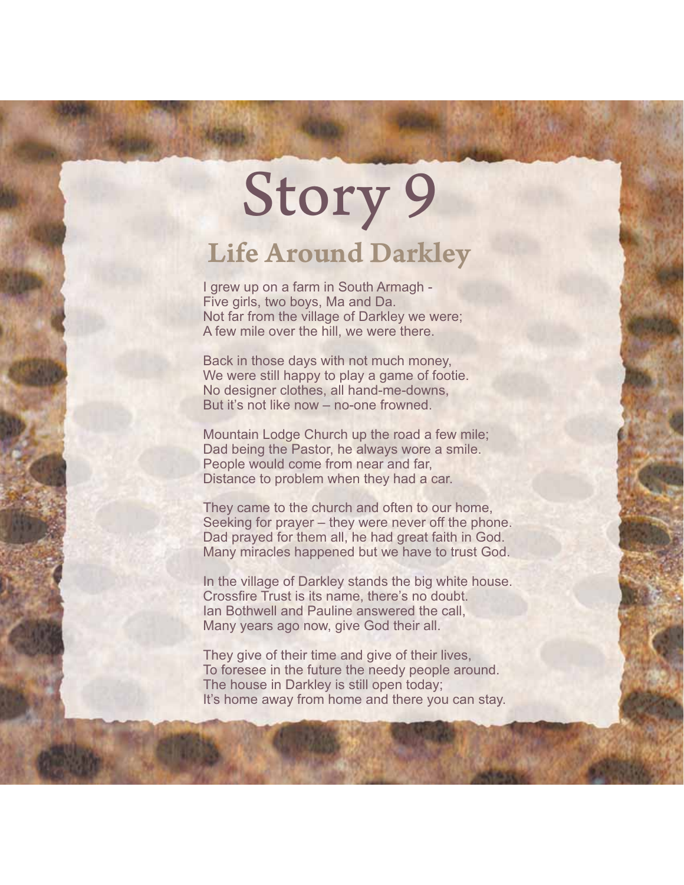# Story 9

## Life Around Darkley

I grew up on a farm in South Armagh -
Five girls, two boys, Ma and Da.
Not far from the village of Darkley we were;
A few mile over the hill, we were there.

Back in those days with not much money,
We were still happy to play a game of footie.
No designer clothes, all hand-me-downs,
But it's not like now – no-one frowned.

Mountain Lodge Church up the road a few mile;
Dad being the Pastor, he always wore a smile.
People would come from near and far,
Distance to problem when they had a car.

They came to the church and often to our home,
Seeking for prayer – they were never off the phone.
Dad prayed for them all, he had great faith in God.
Many miracles happened but we have to trust God.

In the village of Darkley stands the big white house.
Crossfire Trust is its name, there's no doubt.
Ian Bothwell and Pauline answered the call,
Many years ago now, give God their all.

They give of their time and give of their lives,
To foresee in the future the needy people around.
The house in Darkley is still open today;
It's home away from home and there you can stay.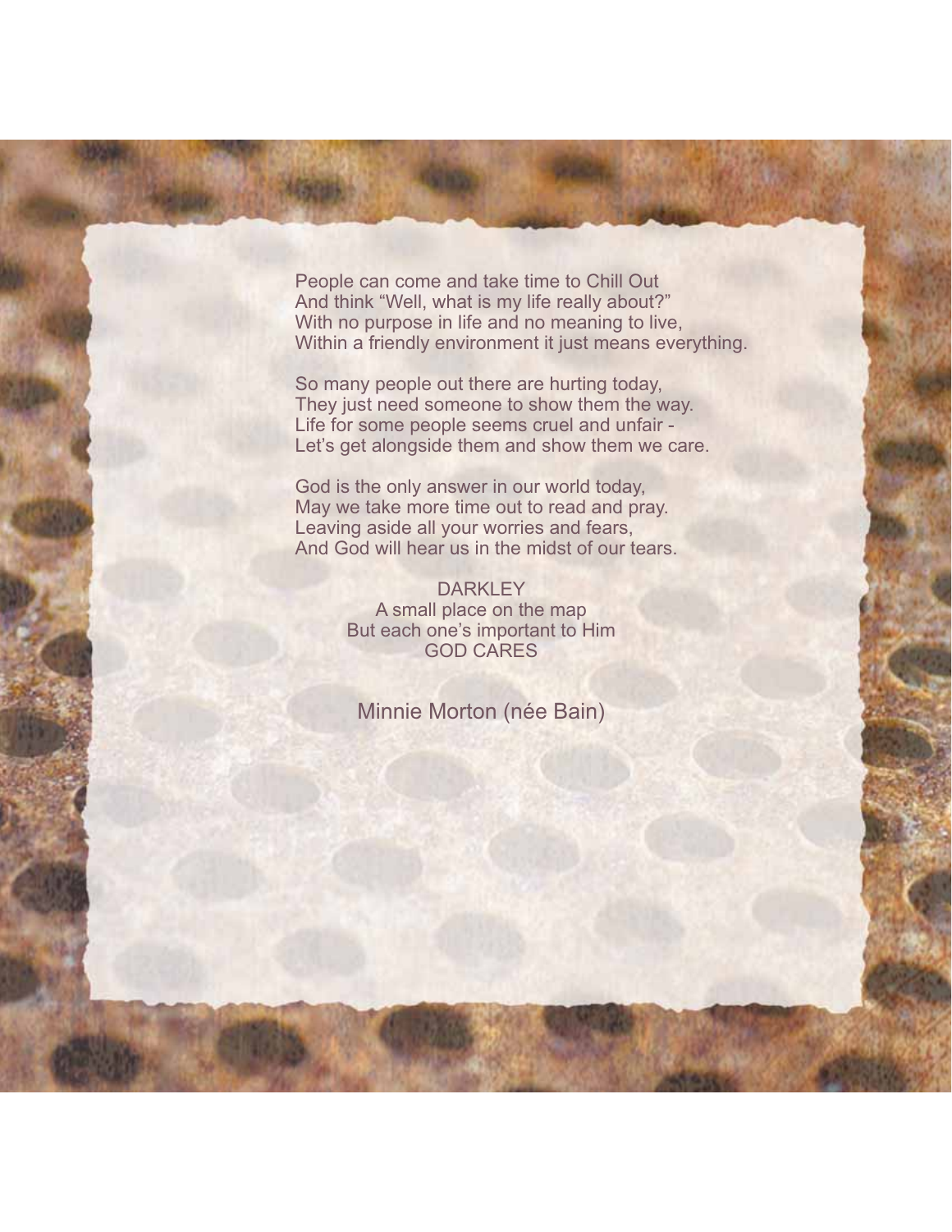People can come and take time to Chill Out  
And think "Well, what is my life really about?"  
With no purpose in life and no meaning to live,  
Within a friendly environment it just means everything.

So many people out there are hurting today,  
They just need someone to show them the way.  
Life for some people seems cruel and unfair -  
Let's get alongside them and show them we care.

God is the only answer in our world today,  
May we take more time out to read and pray.  
Leaving aside all your worries and fears,  
And God will hear us in the midst of our tears.

DARKLEY  
A small place on the map  
But each one's important to Him  
GOD CARES

Minnie Morton (née Bain)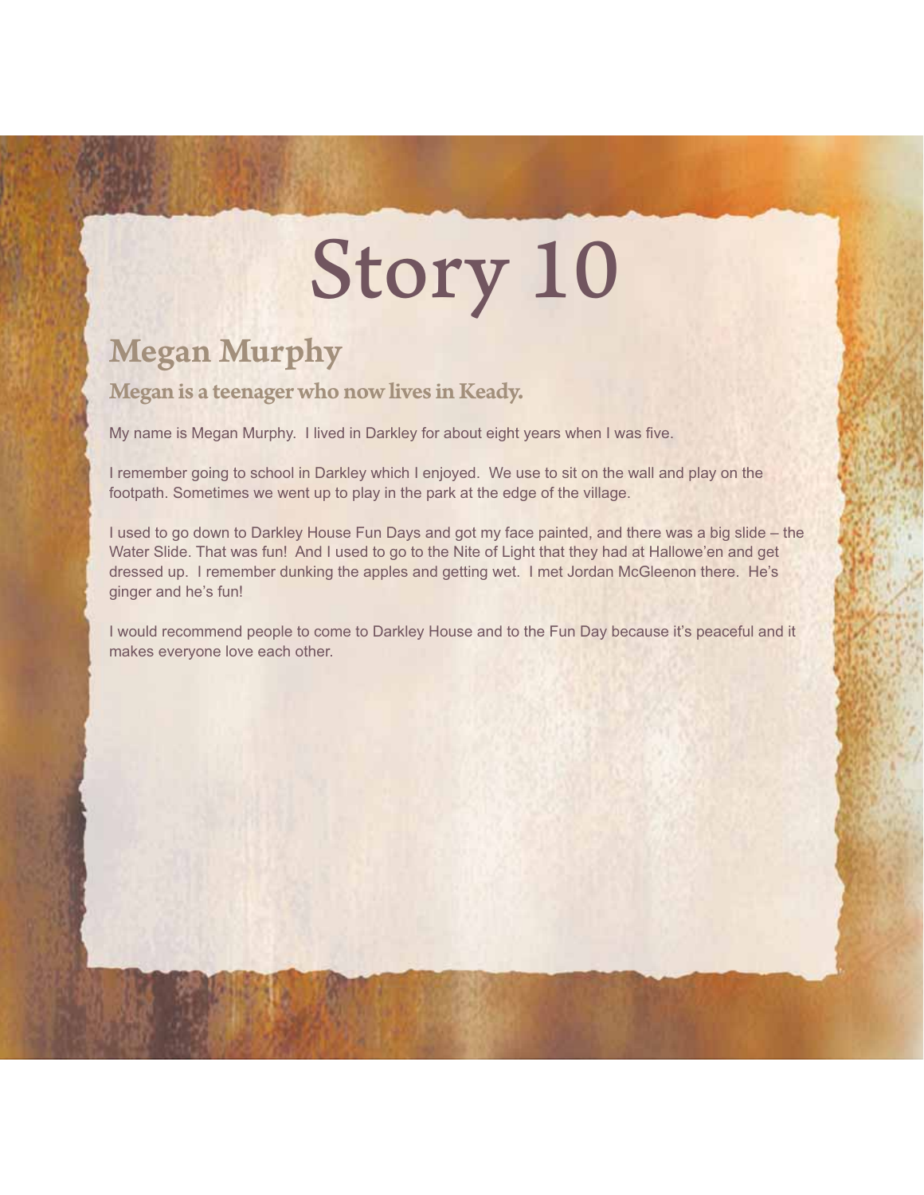# Story 10

## Megan Murphy

### Megan is a teenager who now lives in Keady.

My name is Megan Murphy. I lived in Darkley for about eight years when I was five.

I remember going to school in Darkley which I enjoyed. We use to sit on the wall and play on the footpath. Sometimes we went up to play in the park at the edge of the village.

I used to go down to Darkley House Fun Days and got my face painted, and there was a big slide – the Water Slide. That was fun! And I used to go to the Nite of Light that they had at Hallowe'en and get dressed up. I remember dunking the apples and getting wet. I met Jordan McGleenon there. He's ginger and he's fun!

I would recommend people to come to Darkley House and to the Fun Day because it's peaceful and it makes everyone love each other.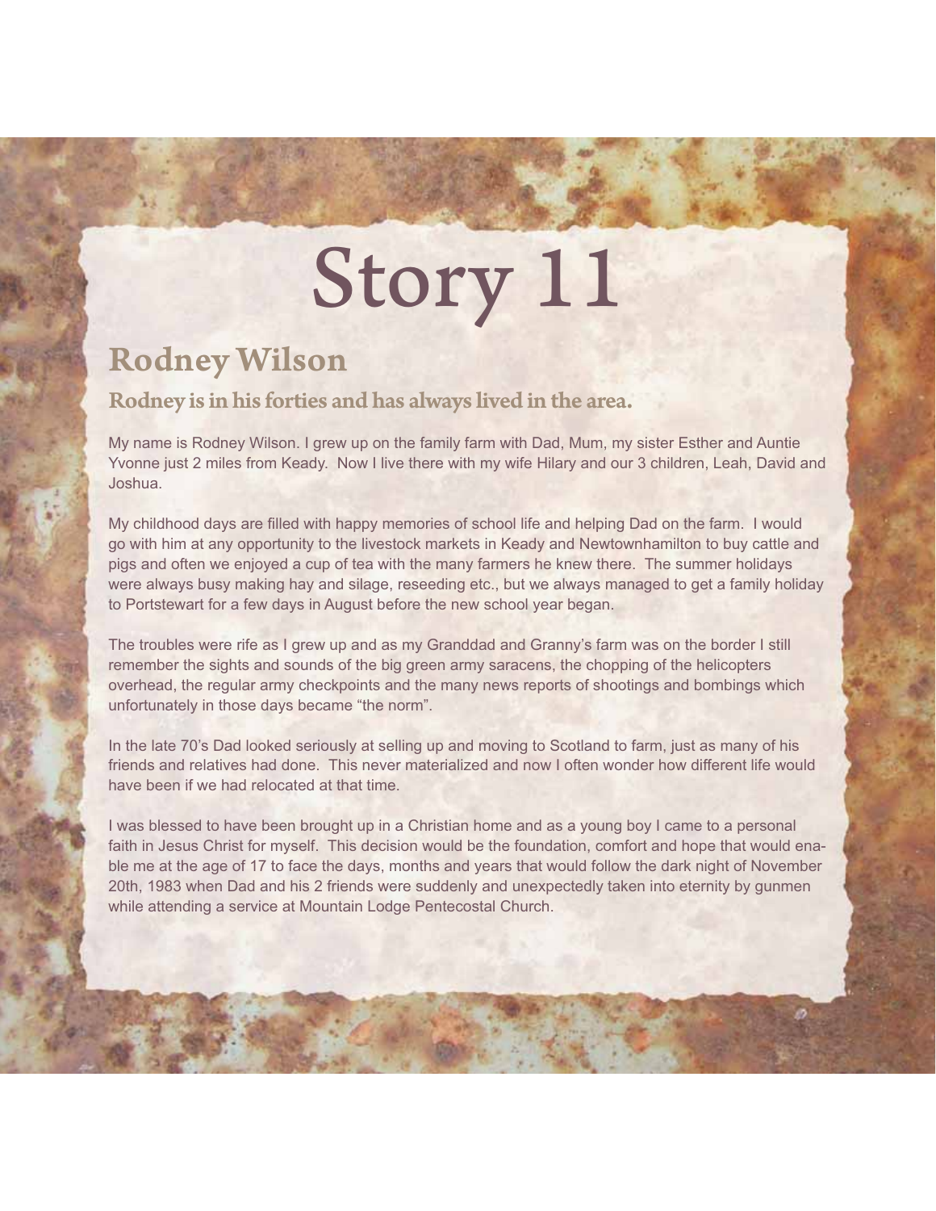# Story 11

## Rodney Wilson

### Rodney is in his forties and has always lived in the area.

My name is Rodney Wilson. I grew up on the family farm with Dad, Mum, my sister Esther and Auntie Yvonne just 2 miles from Keady. Now I live there with my wife Hilary and our 3 children, Leah, David and Joshua.

My childhood days are filled with happy memories of school life and helping Dad on the farm. I would go with him at any opportunity to the livestock markets in Keady and Newtownhamilton to buy cattle and pigs and often we enjoyed a cup of tea with the many farmers he knew there. The summer holidays were always busy making hay and silage, reseeding etc., but we always managed to get a family holiday to Portstewart for a few days in August before the new school year began.

The troubles were rife as I grew up and as my Granddad and Granny's farm was on the border I still remember the sights and sounds of the big green army saracens, the chopping of the helicopters overhead, the regular army checkpoints and the many news reports of shootings and bombings which unfortunately in those days became "the norm".

In the late 70's Dad looked seriously at selling up and moving to Scotland to farm, just as many of his friends and relatives had done. This never materialized and now I often wonder how different life would have been if we had relocated at that time.

I was blessed to have been brought up in a Christian home and as a young boy I came to a personal faith in Jesus Christ for myself. This decision would be the foundation, comfort and hope that would enable me at the age of 17 to face the days, months and years that would follow the dark night of November 20th, 1983 when Dad and his 2 friends were suddenly and unexpectedly taken into eternity by gunmen while attending a service at Mountain Lodge Pentecostal Church.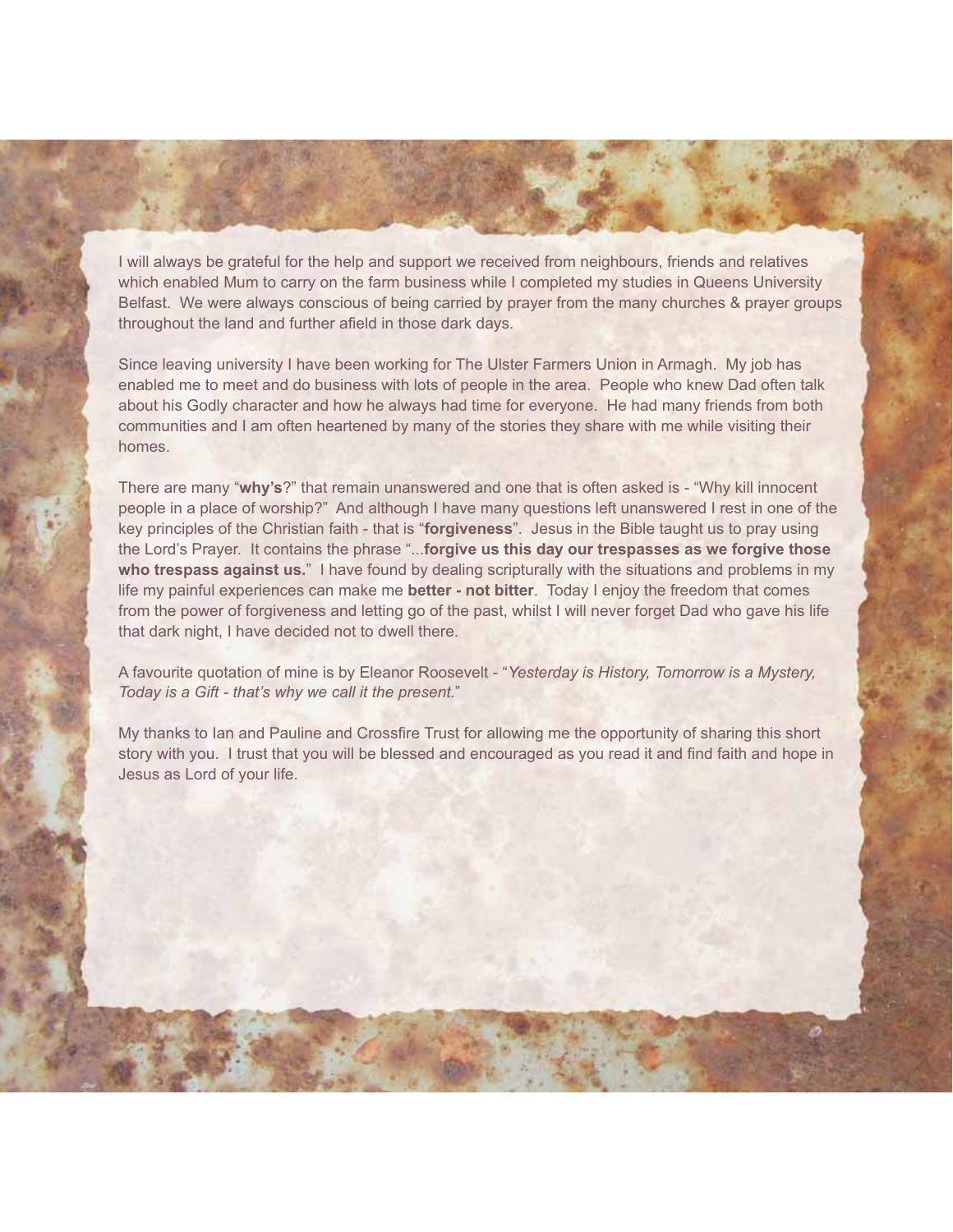I will always be grateful for the help and support we received from neighbours, friends and relatives which enabled Mum to carry on the farm business while I completed my studies in Queens University Belfast. We were always conscious of being carried by prayer from the many churches & prayer groups throughout the land and further afield in those dark days.

Since leaving university I have been working for The Ulster Farmers Union in Armagh. My job has enabled me to meet and do business with lots of people in the area. People who knew Dad often talk about his Godly character and how he always had time for everyone. He had many friends from both communities and I am often heartened by many of the stories they share with me while visiting their homes.

There are many "**why's**?" that remain unanswered and one that is often asked is - "Why kill innocent people in a place of worship?" And although I have many questions left unanswered I rest in one of the key principles of the Christian faith - that is "**forgiveness**". Jesus in the Bible taught us to pray using the Lord's Prayer. It contains the phrase "...**forgive us this day our trespasses as we forgive those who trespass against us.**" I have found by dealing scripturally with the situations and problems in my life my painful experiences can make me **better - not bitter**. Today I enjoy the freedom that comes from the power of forgiveness and letting go of the past, whilst I will never forget Dad who gave his life that dark night, I have decided not to dwell there.

A favourite quotation of mine is by Eleanor Roosevelt - "*Yesterday is History, Tomorrow is a Mystery, Today is a Gift - that's why we call it the present.*"

My thanks to Ian and Pauline and Crossfire Trust for allowing me the opportunity of sharing this short story with you. I trust that you will be blessed and encouraged as you read it and find faith and hope in Jesus as Lord of your life.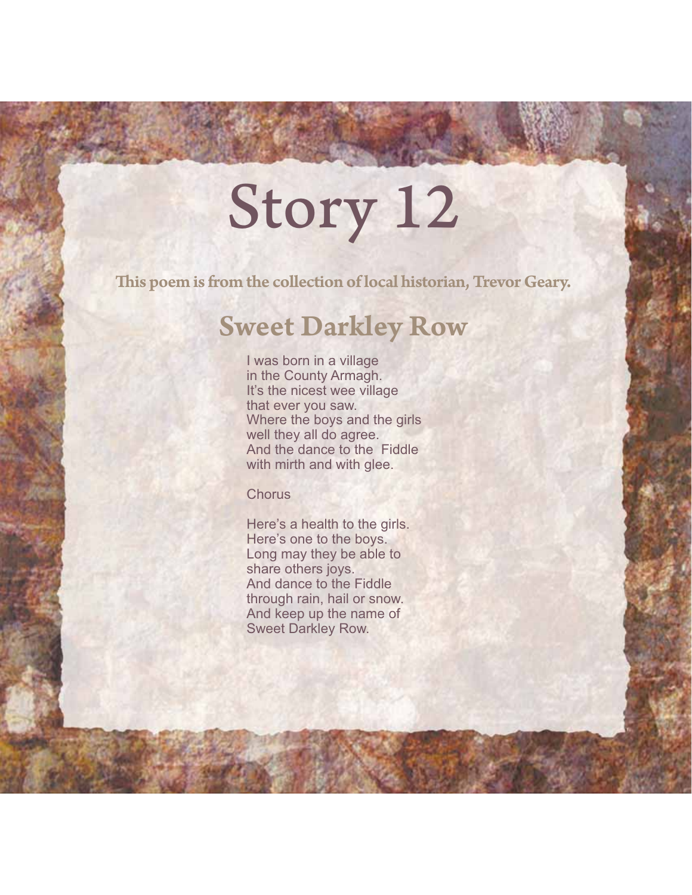# Story 12

**This poem is from the collection of local historian, Trevor Geary.**

## Sweet Darkley Row

I was born in a village
in the County Armagh.
It's the nicest wee village
that ever you saw.
Where the boys and the girls
well they all do agree.
And the dance to the  Fiddle
with mirth and with glee.

Chorus

Here's a health to the girls.
Here's one to the boys.
Long may they be able to
share others joys.
And dance to the Fiddle
through rain, hail or snow.
And keep up the name of
Sweet Darkley Row.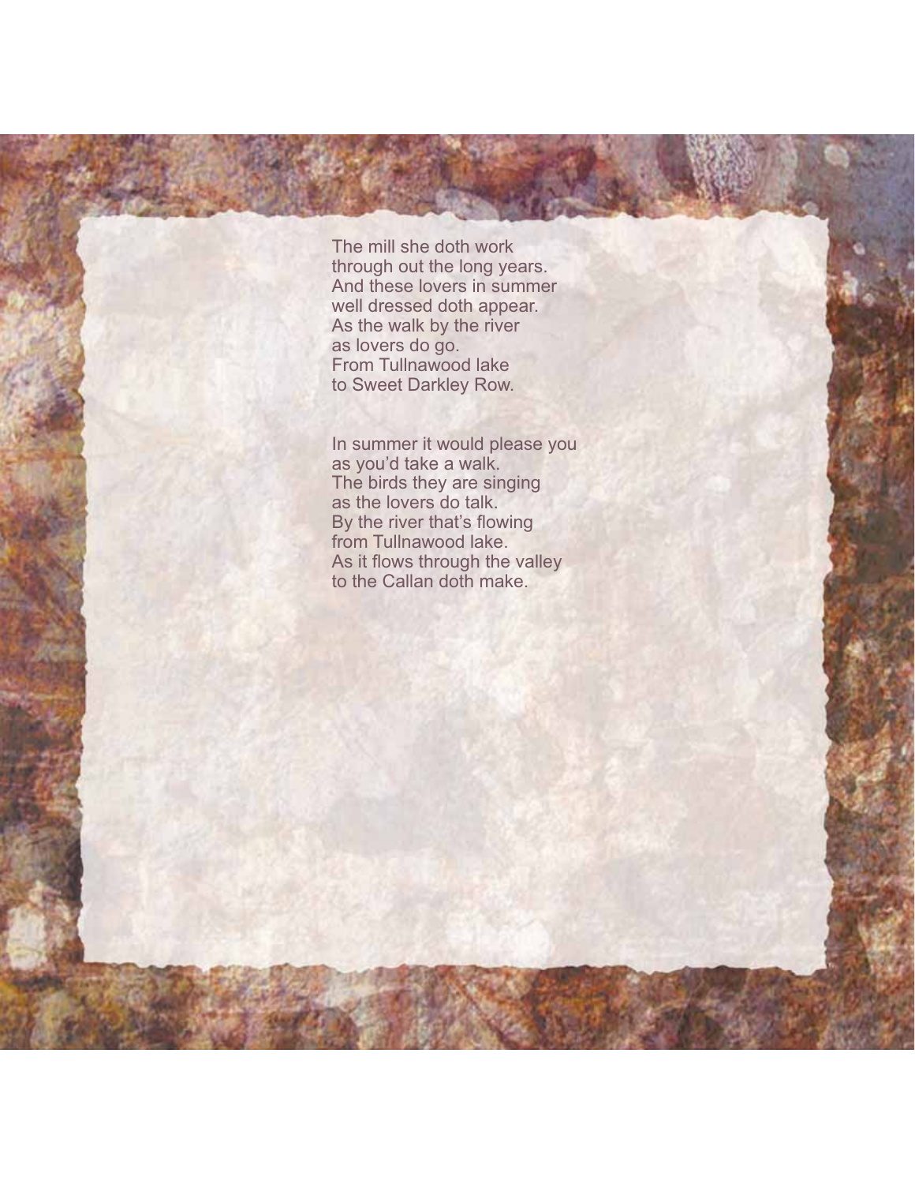The mill she doth work
through out the long years.
And these lovers in summer
well dressed doth appear.
As the walk by the river
as lovers do go.
From Tullnawood lake
to Sweet Darkley Row.

In summer it would please you
as you'd take a walk.
The birds they are singing
as the lovers do talk.
By the river that's flowing
from Tullnawood lake.
As it flows through the valley
to the Callan doth make.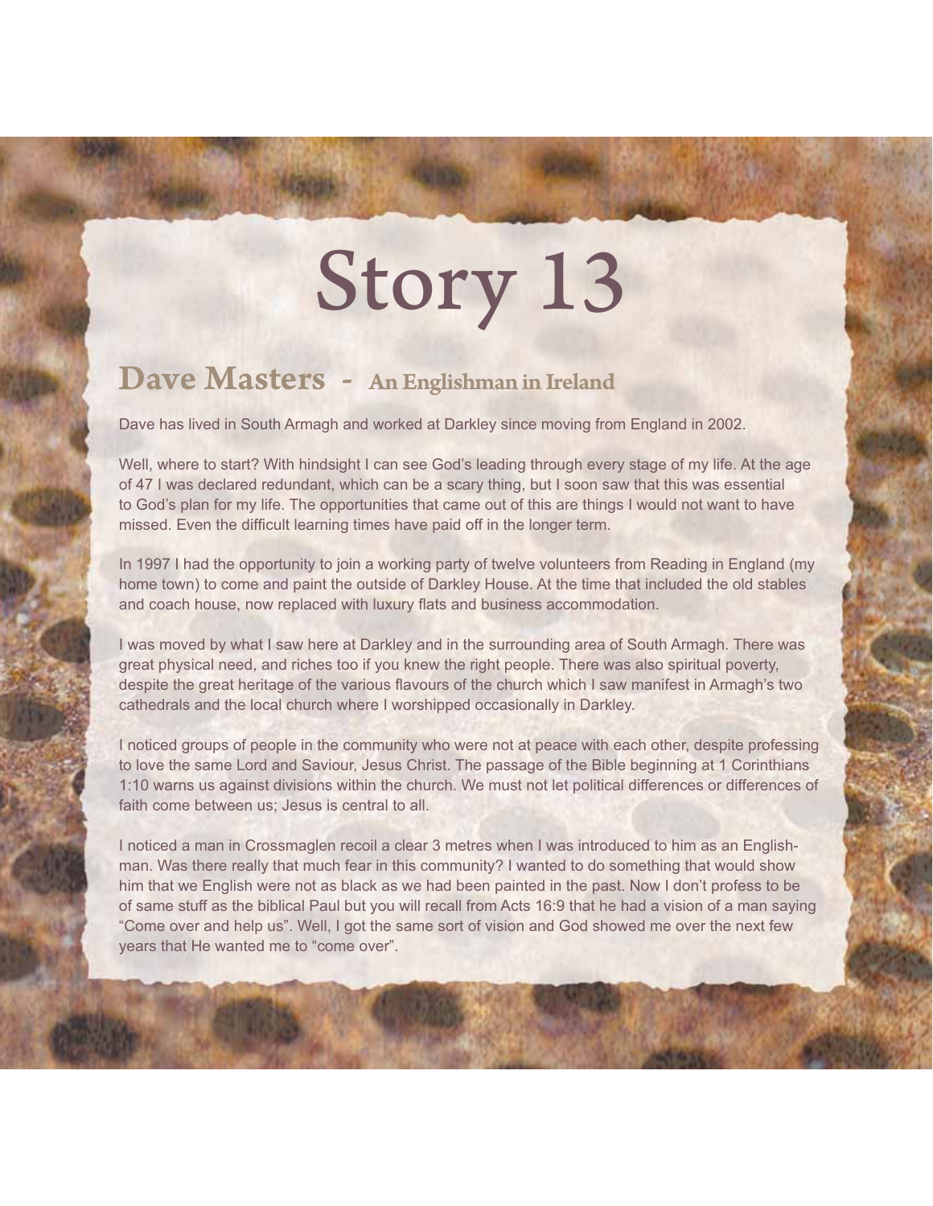# Story 13

## Dave Masters - An Englishman in Ireland

Dave has lived in South Armagh and worked at Darkley since moving from England in 2002.

Well, where to start? With hindsight I can see God's leading through every stage of my life. At the age of 47 I was declared redundant, which can be a scary thing, but I soon saw that this was essential to God's plan for my life. The opportunities that came out of this are things I would not want to have missed. Even the difficult learning times have paid off in the longer term.

In 1997 I had the opportunity to join a working party of twelve volunteers from Reading in England (my home town) to come and paint the outside of Darkley House. At the time that included the old stables and coach house, now replaced with luxury flats and business accommodation.

I was moved by what I saw here at Darkley and in the surrounding area of South Armagh. There was great physical need, and riches too if you knew the right people. There was also spiritual poverty, despite the great heritage of the various flavours of the church which I saw manifest in Armagh's two cathedrals and the local church where I worshipped occasionally in Darkley.

I noticed groups of people in the community who were not at peace with each other, despite professing to love the same Lord and Saviour, Jesus Christ. The passage of the Bible beginning at 1 Corinthians 1:10 warns us against divisions within the church. We must not let political differences or differences of faith come between us; Jesus is central to all.

I noticed a man in Crossmaglen recoil a clear 3 metres when I was introduced to him as an Englishman. Was there really that much fear in this community? I wanted to do something that would show him that we English were not as black as we had been painted in the past. Now I don't profess to be of same stuff as the biblical Paul but you will recall from Acts 16:9 that he had a vision of a man saying "Come over and help us". Well, I got the same sort of vision and God showed me over the next few years that He wanted me to "come over".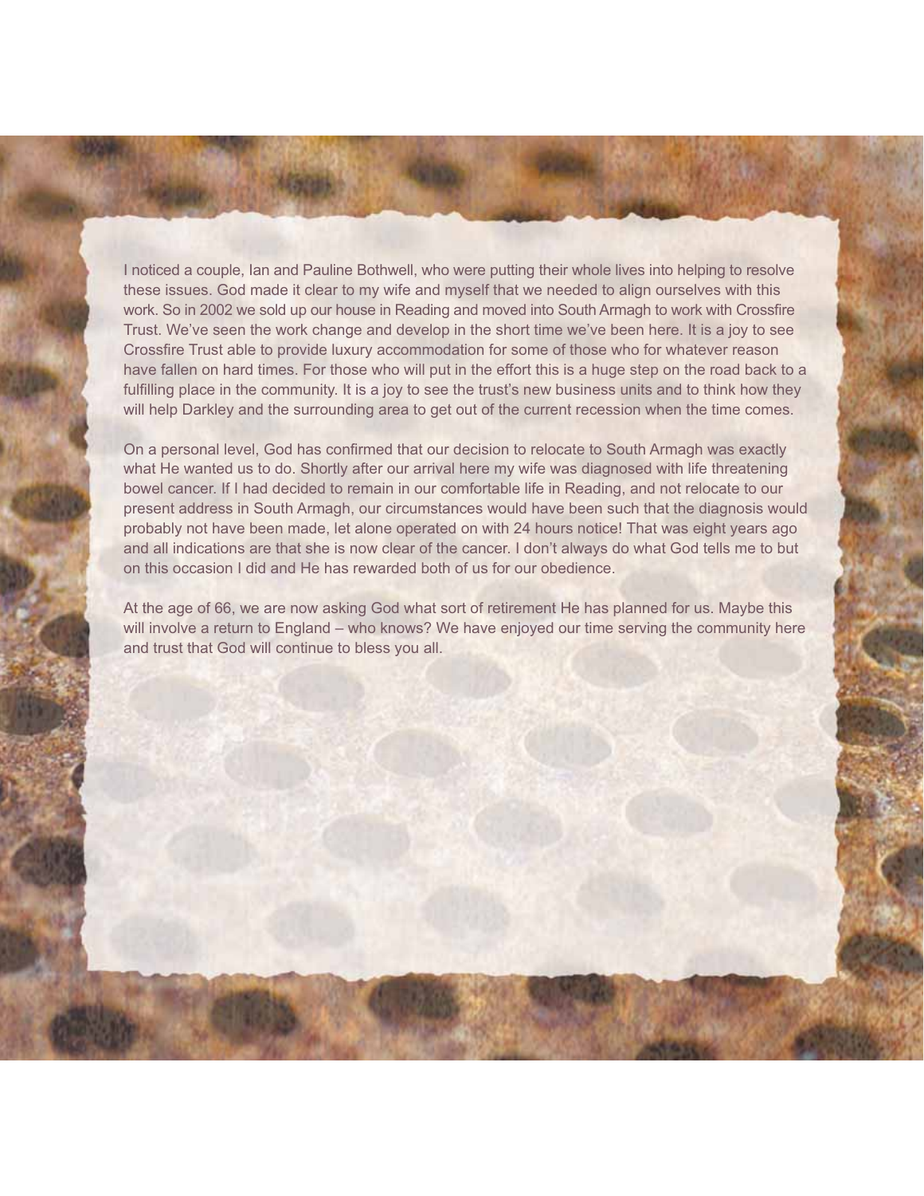I noticed a couple, Ian and Pauline Bothwell, who were putting their whole lives into helping to resolve these issues. God made it clear to my wife and myself that we needed to align ourselves with this work. So in 2002 we sold up our house in Reading and moved into South Armagh to work with Crossfire Trust. We've seen the work change and develop in the short time we've been here. It is a joy to see Crossfire Trust able to provide luxury accommodation for some of those who for whatever reason have fallen on hard times. For those who will put in the effort this is a huge step on the road back to a fulfilling place in the community. It is a joy to see the trust's new business units and to think how they will help Darkley and the surrounding area to get out of the current recession when the time comes.

On a personal level, God has confirmed that our decision to relocate to South Armagh was exactly what He wanted us to do. Shortly after our arrival here my wife was diagnosed with life threatening bowel cancer. If I had decided to remain in our comfortable life in Reading, and not relocate to our present address in South Armagh, our circumstances would have been such that the diagnosis would probably not have been made, let alone operated on with 24 hours notice! That was eight years ago and all indications are that she is now clear of the cancer. I don't always do what God tells me to but on this occasion I did and He has rewarded both of us for our obedience.

At the age of 66, we are now asking God what sort of retirement He has planned for us. Maybe this will involve a return to England – who knows? We have enjoyed our time serving the community here and trust that God will continue to bless you all.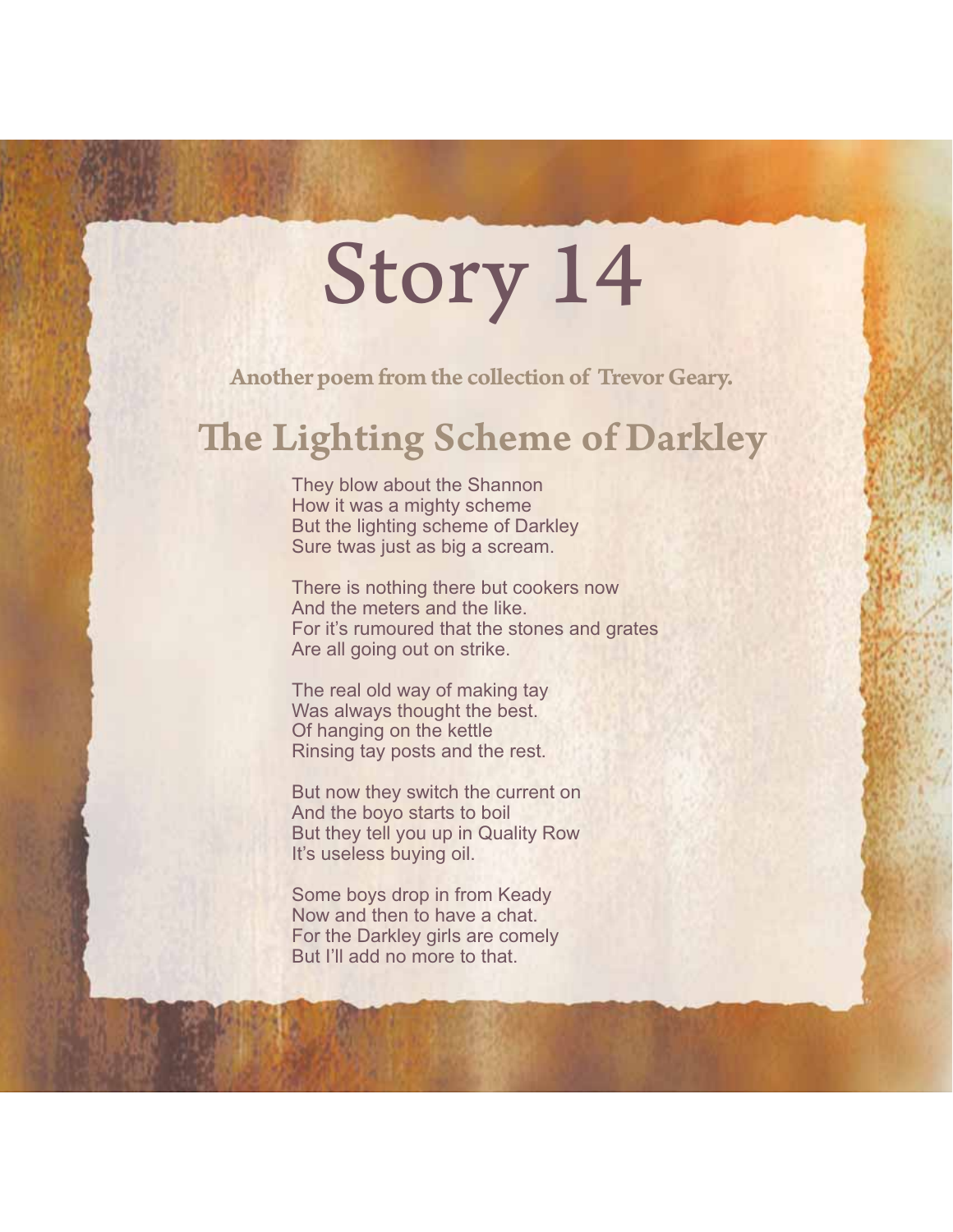# Story 14

**Another poem from the collection of Trevor Geary.**

## The Lighting Scheme of Darkley

They blow about the Shannon  
How it was a mighty scheme  
But the lighting scheme of Darkley  
Sure twas just as big a scream.

There is nothing there but cookers now  
And the meters and the like.  
For it's rumoured that the stones and grates  
Are all going out on strike.

The real old way of making tay  
Was always thought the best.  
Of hanging on the kettle  
Rinsing tay posts and the rest.

But now they switch the current on  
And the boyo starts to boil  
But they tell you up in Quality Row  
It's useless buying oil.

Some boys drop in from Keady  
Now and then to have a chat.  
For the Darkley girls are comely  
But I'll add no more to that.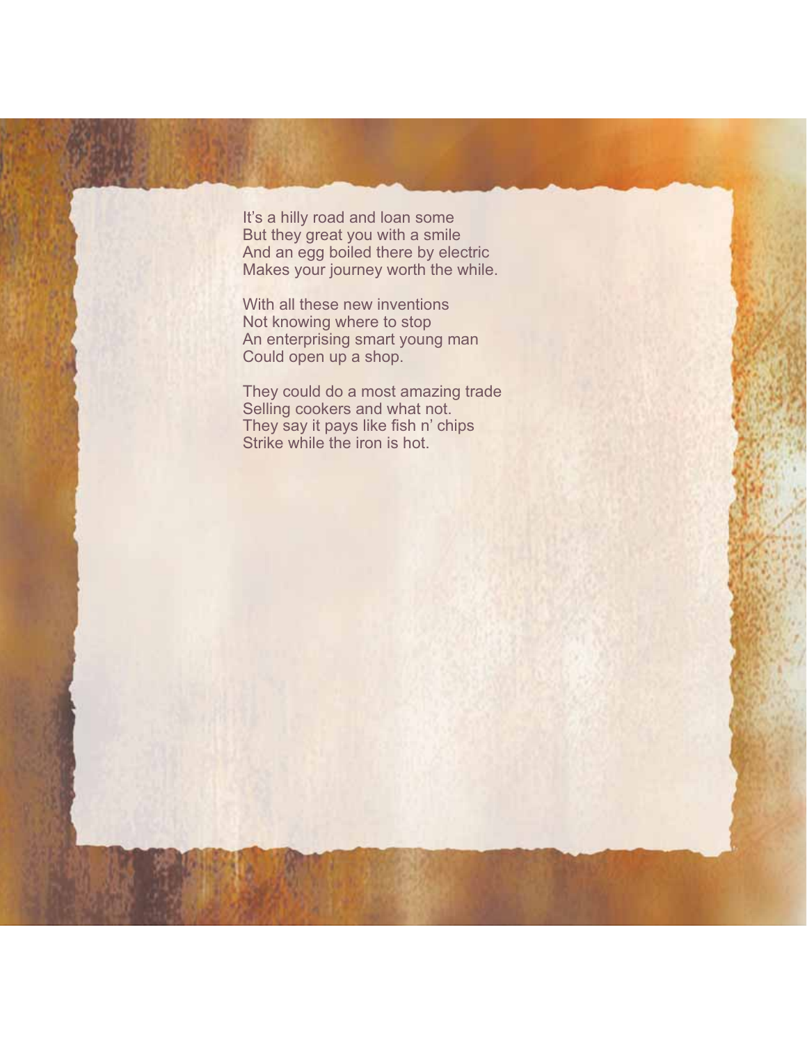It’s a hilly road and loan some  
But they great you with a smile  
And an egg boiled there by electric  
Makes your journey worth the while.

With all these new inventions  
Not knowing where to stop  
An enterprising smart young man  
Could open up a shop.

They could do a most amazing trade  
Selling cookers and what not.  
They say it pays like fish n’ chips  
Strike while the iron is hot.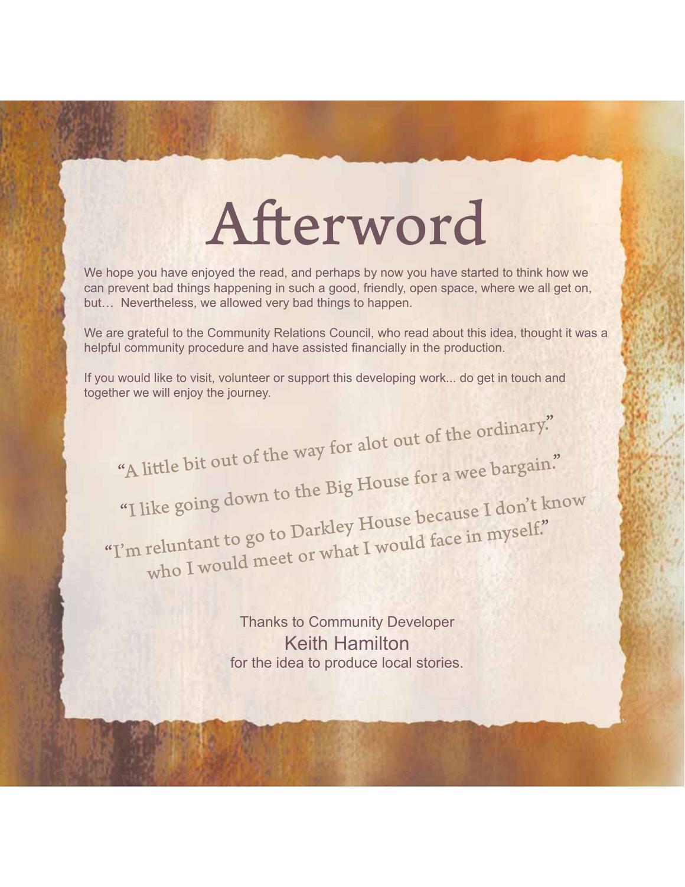# Afterword

We hope you have enjoyed the read, and perhaps by now you have started to think how we can prevent bad things happening in such a good, friendly, open space, where we all get on, but… Nevertheless, we allowed very bad things to happen.

We are grateful to the Community Relations Council, who read about this idea, thought it was a helpful community procedure and have assisted financially in the production.

If you would like to visit, volunteer or support this developing work... do get in touch and together we will enjoy the journey.

"A little bit out of the way for alot out of the ordinary."

"I like going down to the Big House for a wee bargain."

"I'm reluntant to go to Darkley House because I don't know who I would meet or what I would face in myself."

Thanks to Community Developer
Keith Hamilton
for the idea to produce local stories.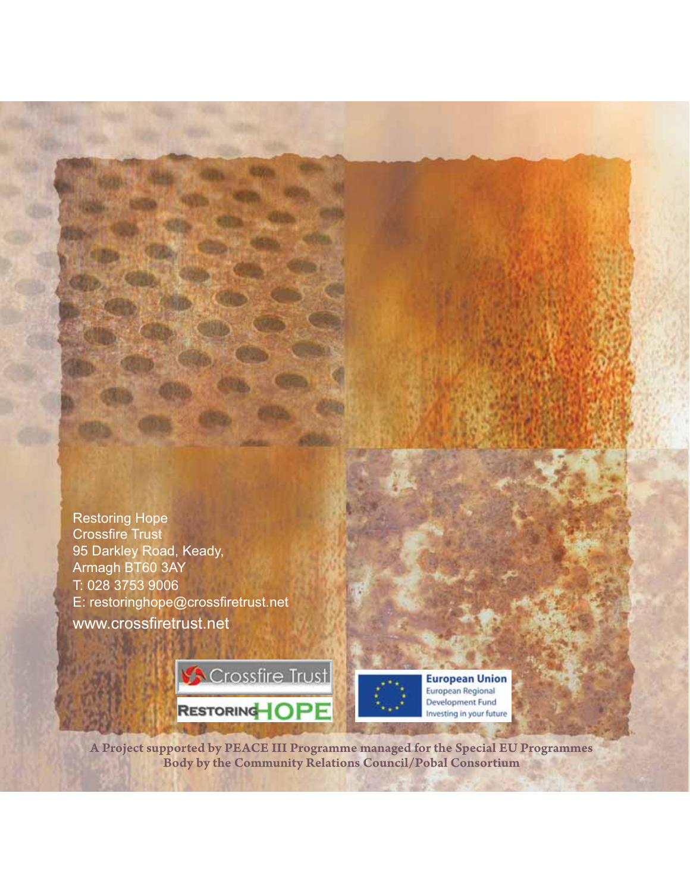Restoring Hope
Crossfire Trust
95 Darkley Road, Keady,
Armagh BT60 3AY
T: 028 3753 9006
E: restoringhope@crossfiretrust.net
www.crossfiretrust.net

Crossfire Trust

RESTORING HOPE

European Union
European Regional
Development Fund
Investing in your future

**A Project supported by PEACE III Programme managed for the Special EU Programmes Body by the Community Relations Council/Pobal Consortium**